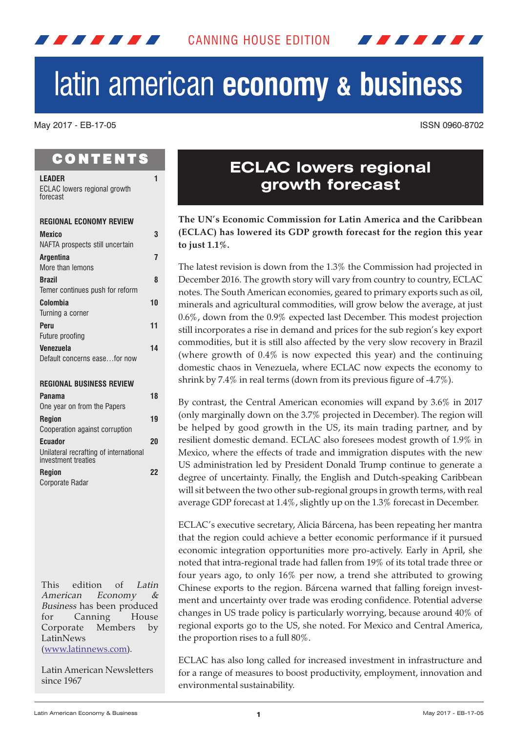CANNING HOUSE EDITION

# latin american **economy & business**

May 2017 - EB-17-05

ISSN 0960-8702

## CONTENTS

**LEADER** 1
ECLAC lowers regional growth forecast

**REGIONAL ECONOMY REVIEW**

**Mexico** 3
NAFTA prospects still uncertain

**Argentina** 7
More than lemons

**Brazil** 8
Temer continues push for reform

**Colombia** 10
Turning a corner

**Peru** 11
Future proofing

**Venezuela** 14
Default concerns ease…for now

**REGIONAL BUSINESS REVIEW**

**Panama** 18
One year on from the Papers

**Region** 19
Cooperation against corruption

**Ecuador** 20
Unilateral recrafting of international investment treaties

**Region** 22
Corporate Radar

This edition of *Latin American Economy & Business* has been produced for Canning House Corporate Members by LatinNews (www.latinnews.com).

Latin American Newsletters since 1967

## ECLAC lowers regional growth forecast

**The UN's Economic Commission for Latin America and the Caribbean (ECLAC) has lowered its GDP growth forecast for the region this year to just 1.1%.**

The latest revision is down from the 1.3% the Commission had projected in December 2016. The growth story will vary from country to country, ECLAC notes. The South American economies, geared to primary exports such as oil, minerals and agricultural commodities, will grow below the average, at just 0.6%, down from the 0.9% expected last December. This modest projection still incorporates a rise in demand and prices for the sub region's key export commodities, but it is still also affected by the very slow recovery in Brazil (where growth of 0.4% is now expected this year) and the continuing domestic chaos in Venezuela, where ECLAC now expects the economy to shrink by 7.4% in real terms (down from its previous figure of -4.7%).

By contrast, the Central American economies will expand by 3.6% in 2017 (only marginally down on the 3.7% projected in December). The region will be helped by good growth in the US, its main trading partner, and by resilient domestic demand. ECLAC also foresees modest growth of 1.9% in Mexico, where the effects of trade and immigration disputes with the new US administration led by President Donald Trump continue to generate a degree of uncertainty. Finally, the English and Dutch-speaking Caribbean will sit between the two other sub-regional groups in growth terms, with real average GDP forecast at 1.4%, slightly up on the 1.3% forecast in December.

ECLAC's executive secretary, Alicia Bárcena, has been repeating her mantra that the region could achieve a better economic performance if it pursued economic integration opportunities more pro-actively. Early in April, she noted that intra-regional trade had fallen from 19% of its total trade three or four years ago, to only 16% per now, a trend she attributed to growing Chinese exports to the region. Bárcena warned that falling foreign investment and uncertainty over trade was eroding confidence. Potential adverse changes in US trade policy is particularly worrying, because around 40% of regional exports go to the US, she noted. For Mexico and Central America, the proportion rises to a full 80%.

ECLAC has also long called for increased investment in infrastructure and for a range of measures to boost productivity, employment, innovation and environmental sustainability.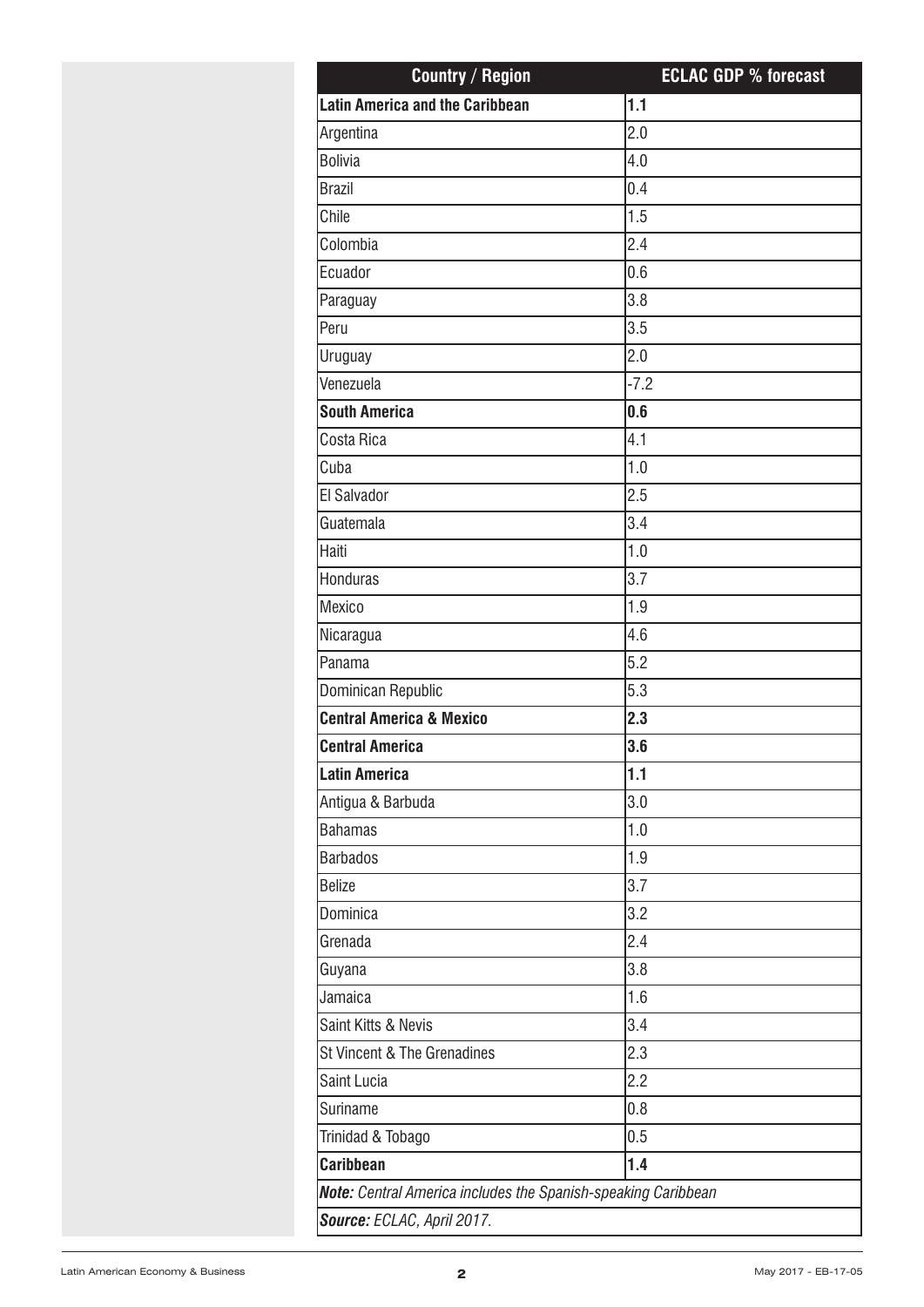| Country / Region | ECLAC GDP % forecast |
|---|---|
| **Latin America and the Caribbean** | **1.1** |
| Argentina | 2.0 |
| Bolivia | 4.0 |
| Brazil | 0.4 |
| Chile | 1.5 |
| Colombia | 2.4 |
| Ecuador | 0.6 |
| Paraguay | 3.8 |
| Peru | 3.5 |
| Uruguay | 2.0 |
| Venezuela | -7.2 |
| **South America** | **0.6** |
| Costa Rica | 4.1 |
| Cuba | 1.0 |
| El Salvador | 2.5 |
| Guatemala | 3.4 |
| Haiti | 1.0 |
| Honduras | 3.7 |
| Mexico | 1.9 |
| Nicaragua | 4.6 |
| Panama | 5.2 |
| Dominican Republic | 5.3 |
| **Central America & Mexico** | **2.3** |
| **Central America** | **3.6** |
| **Latin America** | **1.1** |
| Antigua & Barbuda | 3.0 |
| Bahamas | 1.0 |
| Barbados | 1.9 |
| Belize | 3.7 |
| Dominica | 3.2 |
| Grenada | 2.4 |
| Guyana | 3.8 |
| Jamaica | 1.6 |
| Saint Kitts & Nevis | 3.4 |
| St Vincent & The Grenadines | 2.3 |
| Saint Lucia | 2.2 |
| Suriname | 0.8 |
| Trinidad & Tobago | 0.5 |
| **Caribbean** | **1.4** |

***Note:*** *Central America includes the Spanish-speaking Caribbean*

***Source:*** *ECLAC, April 2017.*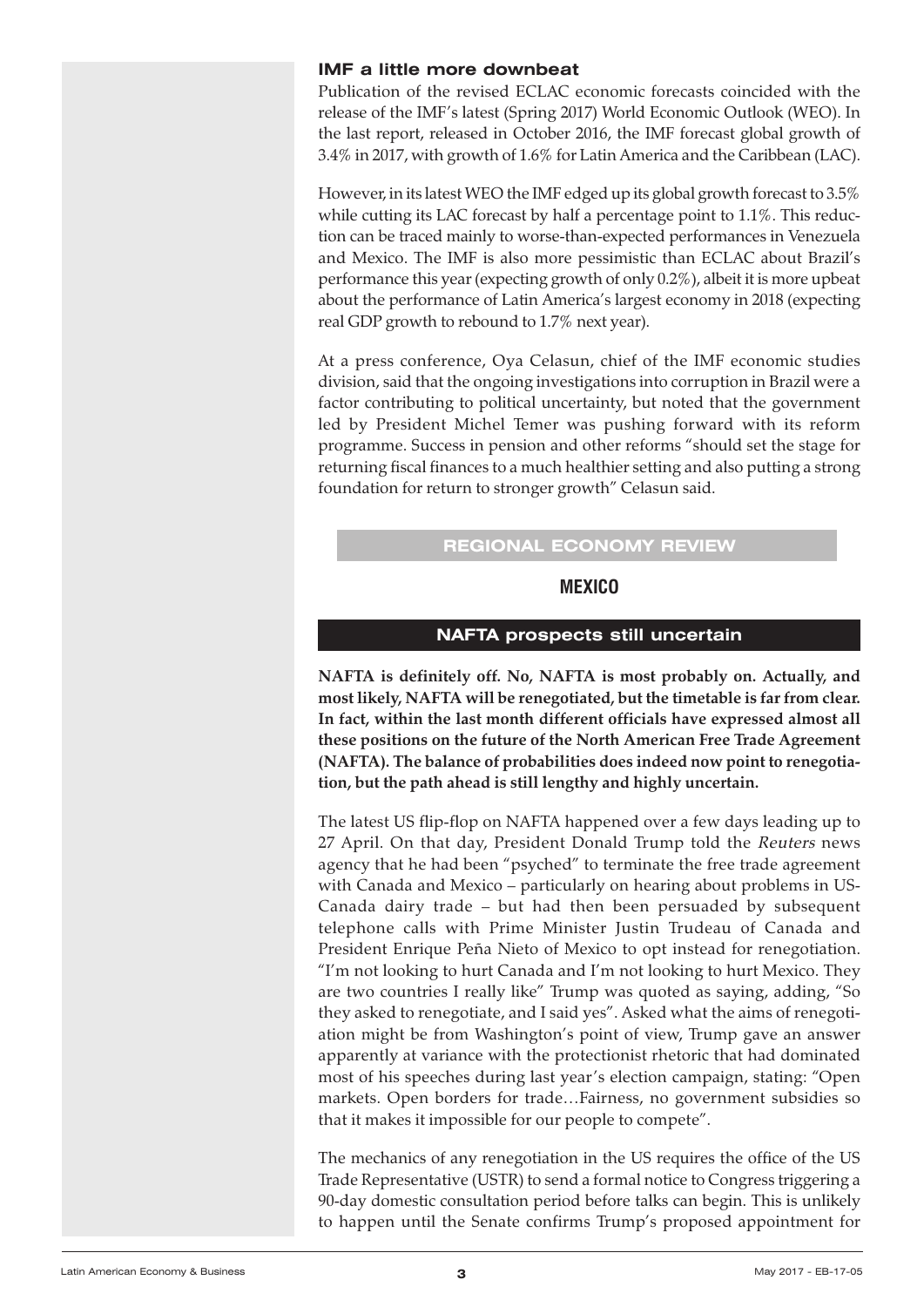### IMF a little more downbeat

Publication of the revised ECLAC economic forecasts coincided with the release of the IMF's latest (Spring 2017) World Economic Outlook (WEO). In the last report, released in October 2016, the IMF forecast global growth of 3.4% in 2017, with growth of 1.6% for Latin America and the Caribbean (LAC).

However, in its latest WEO the IMF edged up its global growth forecast to 3.5% while cutting its LAC forecast by half a percentage point to 1.1%. This reduction can be traced mainly to worse-than-expected performances in Venezuela and Mexico. The IMF is also more pessimistic than ECLAC about Brazil's performance this year (expecting growth of only 0.2%), albeit it is more upbeat about the performance of Latin America's largest economy in 2018 (expecting real GDP growth to rebound to 1.7% next year).

At a press conference, Oya Celasun, chief of the IMF economic studies division, said that the ongoing investigations into corruption in Brazil were a factor contributing to political uncertainty, but noted that the government led by President Michel Temer was pushing forward with its reform programme. Success in pension and other reforms "should set the stage for returning fiscal finances to a much healthier setting and also putting a strong foundation for return to stronger growth" Celasun said.

## REGIONAL ECONOMY REVIEW

## MEXICO

### NAFTA prospects still uncertain

**NAFTA is definitely off. No, NAFTA is most probably on. Actually, and most likely, NAFTA will be renegotiated, but the timetable is far from clear. In fact, within the last month different officials have expressed almost all these positions on the future of the North American Free Trade Agreement (NAFTA). The balance of probabilities does indeed now point to renegotiation, but the path ahead is still lengthy and highly uncertain.**

The latest US flip-flop on NAFTA happened over a few days leading up to 27 April. On that day, President Donald Trump told the *Reuters* news agency that he had been "psyched" to terminate the free trade agreement with Canada and Mexico – particularly on hearing about problems in US-Canada dairy trade – but had then been persuaded by subsequent telephone calls with Prime Minister Justin Trudeau of Canada and President Enrique Peña Nieto of Mexico to opt instead for renegotiation. "I'm not looking to hurt Canada and I'm not looking to hurt Mexico. They are two countries I really like" Trump was quoted as saying, adding, "So they asked to renegotiate, and I said yes". Asked what the aims of renegotiation might be from Washington's point of view, Trump gave an answer apparently at variance with the protectionist rhetoric that had dominated most of his speeches during last year's election campaign, stating: "Open markets. Open borders for trade…Fairness, no government subsidies so that it makes it impossible for our people to compete".

The mechanics of any renegotiation in the US requires the office of the US Trade Representative (USTR) to send a formal notice to Congress triggering a 90-day domestic consultation period before talks can begin. This is unlikely to happen until the Senate confirms Trump's proposed appointment for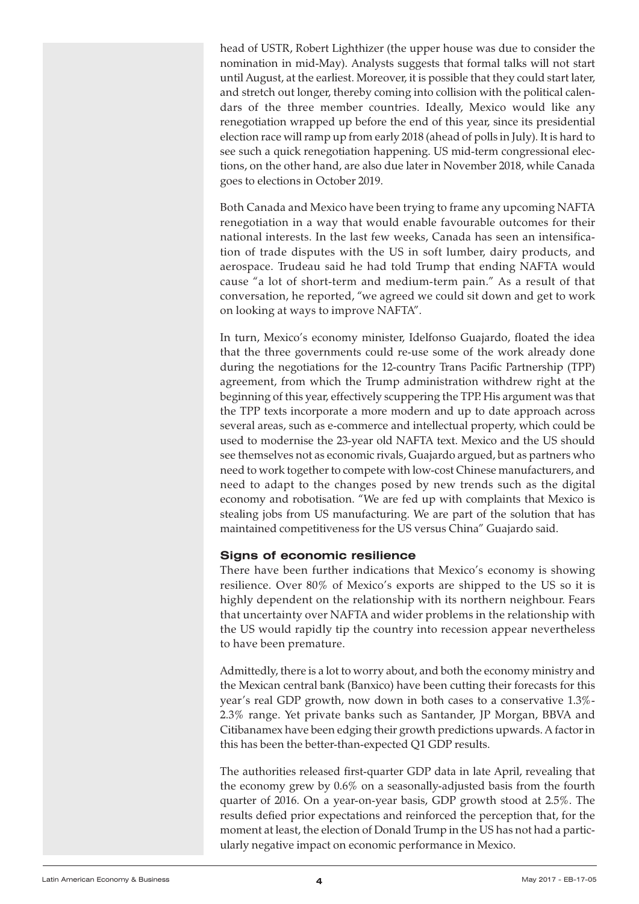head of USTR, Robert Lighthizer (the upper house was due to consider the nomination in mid-May). Analysts suggests that formal talks will not start until August, at the earliest. Moreover, it is possible that they could start later, and stretch out longer, thereby coming into collision with the political calendars of the three member countries. Ideally, Mexico would like any renegotiation wrapped up before the end of this year, since its presidential election race will ramp up from early 2018 (ahead of polls in July). It is hard to see such a quick renegotiation happening. US mid-term congressional elections, on the other hand, are also due later in November 2018, while Canada goes to elections in October 2019.

Both Canada and Mexico have been trying to frame any upcoming NAFTA renegotiation in a way that would enable favourable outcomes for their national interests. In the last few weeks, Canada has seen an intensification of trade disputes with the US in soft lumber, dairy products, and aerospace. Trudeau said he had told Trump that ending NAFTA would cause "a lot of short-term and medium-term pain." As a result of that conversation, he reported, "we agreed we could sit down and get to work on looking at ways to improve NAFTA".

In turn, Mexico's economy minister, Idelfonso Guajardo, floated the idea that the three governments could re-use some of the work already done during the negotiations for the 12-country Trans Pacific Partnership (TPP) agreement, from which the Trump administration withdrew right at the beginning of this year, effectively scuppering the TPP. His argument was that the TPP texts incorporate a more modern and up to date approach across several areas, such as e-commerce and intellectual property, which could be used to modernise the 23-year old NAFTA text. Mexico and the US should see themselves not as economic rivals, Guajardo argued, but as partners who need to work together to compete with low-cost Chinese manufacturers, and need to adapt to the changes posed by new trends such as the digital economy and robotisation. "We are fed up with complaints that Mexico is stealing jobs from US manufacturing. We are part of the solution that has maintained competitiveness for the US versus China" Guajardo said.

### Signs of economic resilience

There have been further indications that Mexico's economy is showing resilience. Over 80% of Mexico's exports are shipped to the US so it is highly dependent on the relationship with its northern neighbour. Fears that uncertainty over NAFTA and wider problems in the relationship with the US would rapidly tip the country into recession appear nevertheless to have been premature.

Admittedly, there is a lot to worry about, and both the economy ministry and the Mexican central bank (Banxico) have been cutting their forecasts for this year's real GDP growth, now down in both cases to a conservative 1.3%-2.3% range. Yet private banks such as Santander, JP Morgan, BBVA and Citibanamex have been edging their growth predictions upwards. A factor in this has been the better-than-expected Q1 GDP results.

The authorities released first-quarter GDP data in late April, revealing that the economy grew by 0.6% on a seasonally-adjusted basis from the fourth quarter of 2016. On a year-on-year basis, GDP growth stood at 2.5%. The results defied prior expectations and reinforced the perception that, for the moment at least, the election of Donald Trump in the US has not had a particularly negative impact on economic performance in Mexico.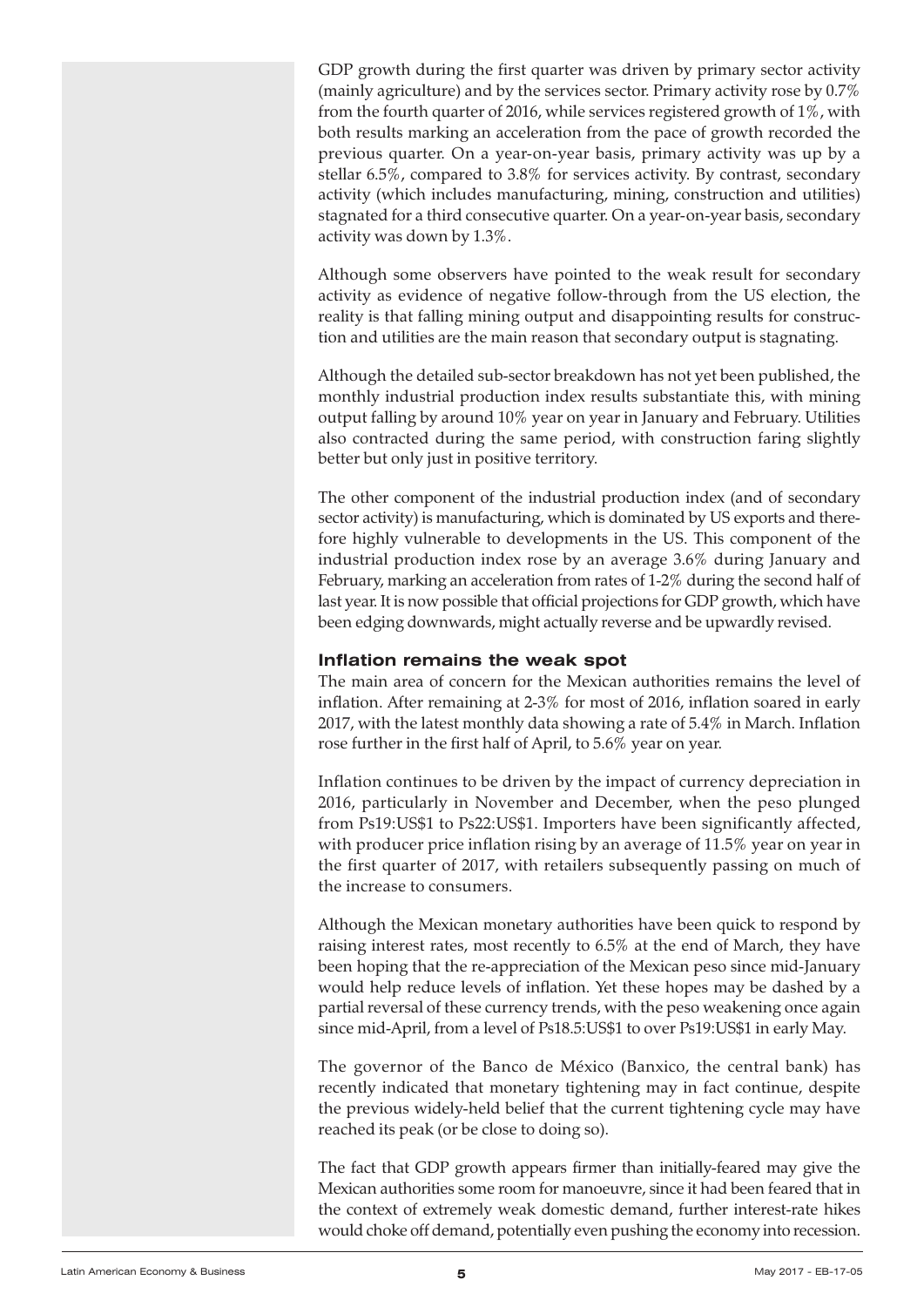GDP growth during the first quarter was driven by primary sector activity (mainly agriculture) and by the services sector. Primary activity rose by 0.7% from the fourth quarter of 2016, while services registered growth of 1%, with both results marking an acceleration from the pace of growth recorded the previous quarter. On a year-on-year basis, primary activity was up by a stellar 6.5%, compared to 3.8% for services activity. By contrast, secondary activity (which includes manufacturing, mining, construction and utilities) stagnated for a third consecutive quarter. On a year-on-year basis, secondary activity was down by 1.3%.

Although some observers have pointed to the weak result for secondary activity as evidence of negative follow-through from the US election, the reality is that falling mining output and disappointing results for construction and utilities are the main reason that secondary output is stagnating.

Although the detailed sub-sector breakdown has not yet been published, the monthly industrial production index results substantiate this, with mining output falling by around 10% year on year in January and February. Utilities also contracted during the same period, with construction faring slightly better but only just in positive territory.

The other component of the industrial production index (and of secondary sector activity) is manufacturing, which is dominated by US exports and therefore highly vulnerable to developments in the US. This component of the industrial production index rose by an average 3.6% during January and February, marking an acceleration from rates of 1-2% during the second half of last year. It is now possible that official projections for GDP growth, which have been edging downwards, might actually reverse and be upwardly revised.

### Inflation remains the weak spot

The main area of concern for the Mexican authorities remains the level of inflation. After remaining at 2-3% for most of 2016, inflation soared in early 2017, with the latest monthly data showing a rate of 5.4% in March. Inflation rose further in the first half of April, to 5.6% year on year.

Inflation continues to be driven by the impact of currency depreciation in 2016, particularly in November and December, when the peso plunged from Ps19:US$1 to Ps22:US$1. Importers have been significantly affected, with producer price inflation rising by an average of 11.5% year on year in the first quarter of 2017, with retailers subsequently passing on much of the increase to consumers.

Although the Mexican monetary authorities have been quick to respond by raising interest rates, most recently to 6.5% at the end of March, they have been hoping that the re-appreciation of the Mexican peso since mid-January would help reduce levels of inflation. Yet these hopes may be dashed by a partial reversal of these currency trends, with the peso weakening once again since mid-April, from a level of Ps18.5:US$1 to over Ps19:US$1 in early May.

The governor of the Banco de México (Banxico, the central bank) has recently indicated that monetary tightening may in fact continue, despite the previous widely-held belief that the current tightening cycle may have reached its peak (or be close to doing so).

The fact that GDP growth appears firmer than initially-feared may give the Mexican authorities some room for manoeuvre, since it had been feared that in the context of extremely weak domestic demand, further interest-rate hikes would choke off demand, potentially even pushing the economy into recession.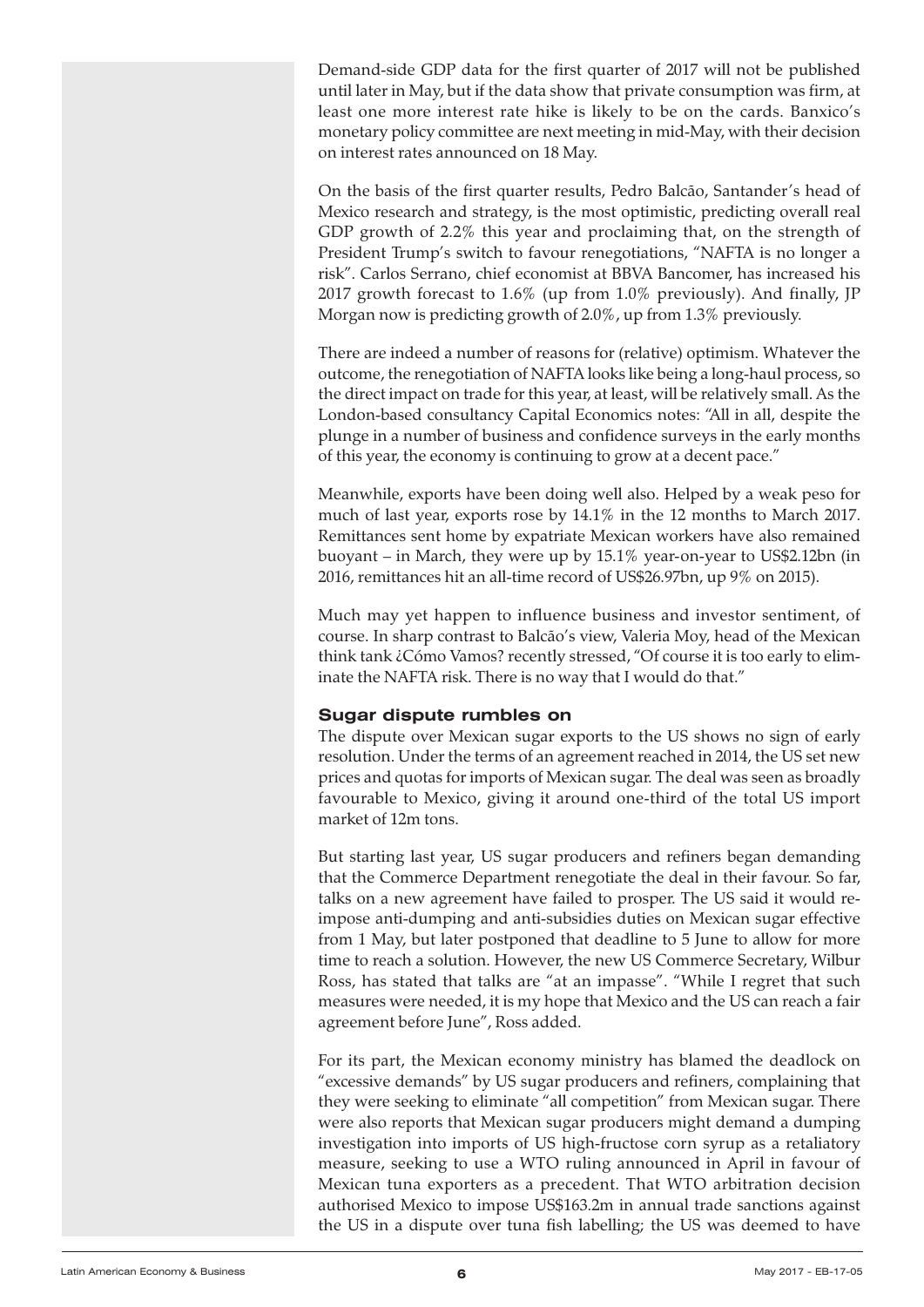Demand-side GDP data for the first quarter of 2017 will not be published until later in May, but if the data show that private consumption was firm, at least one more interest rate hike is likely to be on the cards. Banxico's monetary policy committee are next meeting in mid-May, with their decision on interest rates announced on 18 May.

On the basis of the first quarter results, Pedro Balcão, Santander's head of Mexico research and strategy, is the most optimistic, predicting overall real GDP growth of 2.2% this year and proclaiming that, on the strength of President Trump's switch to favour renegotiations, "NAFTA is no longer a risk". Carlos Serrano, chief economist at BBVA Bancomer, has increased his 2017 growth forecast to 1.6% (up from 1.0% previously). And finally, JP Morgan now is predicting growth of 2.0%, up from 1.3% previously.

There are indeed a number of reasons for (relative) optimism. Whatever the outcome, the renegotiation of NAFTA looks like being a long-haul process, so the direct impact on trade for this year, at least, will be relatively small. As the London-based consultancy Capital Economics notes: "All in all, despite the plunge in a number of business and confidence surveys in the early months of this year, the economy is continuing to grow at a decent pace."

Meanwhile, exports have been doing well also. Helped by a weak peso for much of last year, exports rose by 14.1% in the 12 months to March 2017. Remittances sent home by expatriate Mexican workers have also remained buoyant – in March, they were up by 15.1% year-on-year to US$2.12bn (in 2016, remittances hit an all-time record of US$26.97bn, up 9% on 2015).

Much may yet happen to influence business and investor sentiment, of course. In sharp contrast to Balcão's view, Valeria Moy, head of the Mexican think tank ¿Cómo Vamos? recently stressed, "Of course it is too early to eliminate the NAFTA risk. There is no way that I would do that."

## Sugar dispute rumbles on

The dispute over Mexican sugar exports to the US shows no sign of early resolution. Under the terms of an agreement reached in 2014, the US set new prices and quotas for imports of Mexican sugar. The deal was seen as broadly favourable to Mexico, giving it around one-third of the total US import market of 12m tons.

But starting last year, US sugar producers and refiners began demanding that the Commerce Department renegotiate the deal in their favour. So far, talks on a new agreement have failed to prosper. The US said it would re-impose anti-dumping and anti-subsidies duties on Mexican sugar effective from 1 May, but later postponed that deadline to 5 June to allow for more time to reach a solution. However, the new US Commerce Secretary, Wilbur Ross, has stated that talks are "at an impasse". "While I regret that such measures were needed, it is my hope that Mexico and the US can reach a fair agreement before June", Ross added.

For its part, the Mexican economy ministry has blamed the deadlock on "excessive demands" by US sugar producers and refiners, complaining that they were seeking to eliminate "all competition" from Mexican sugar. There were also reports that Mexican sugar producers might demand a dumping investigation into imports of US high-fructose corn syrup as a retaliatory measure, seeking to use a WTO ruling announced in April in favour of Mexican tuna exporters as a precedent. That WTO arbitration decision authorised Mexico to impose US$163.2m in annual trade sanctions against the US in a dispute over tuna fish labelling; the US was deemed to have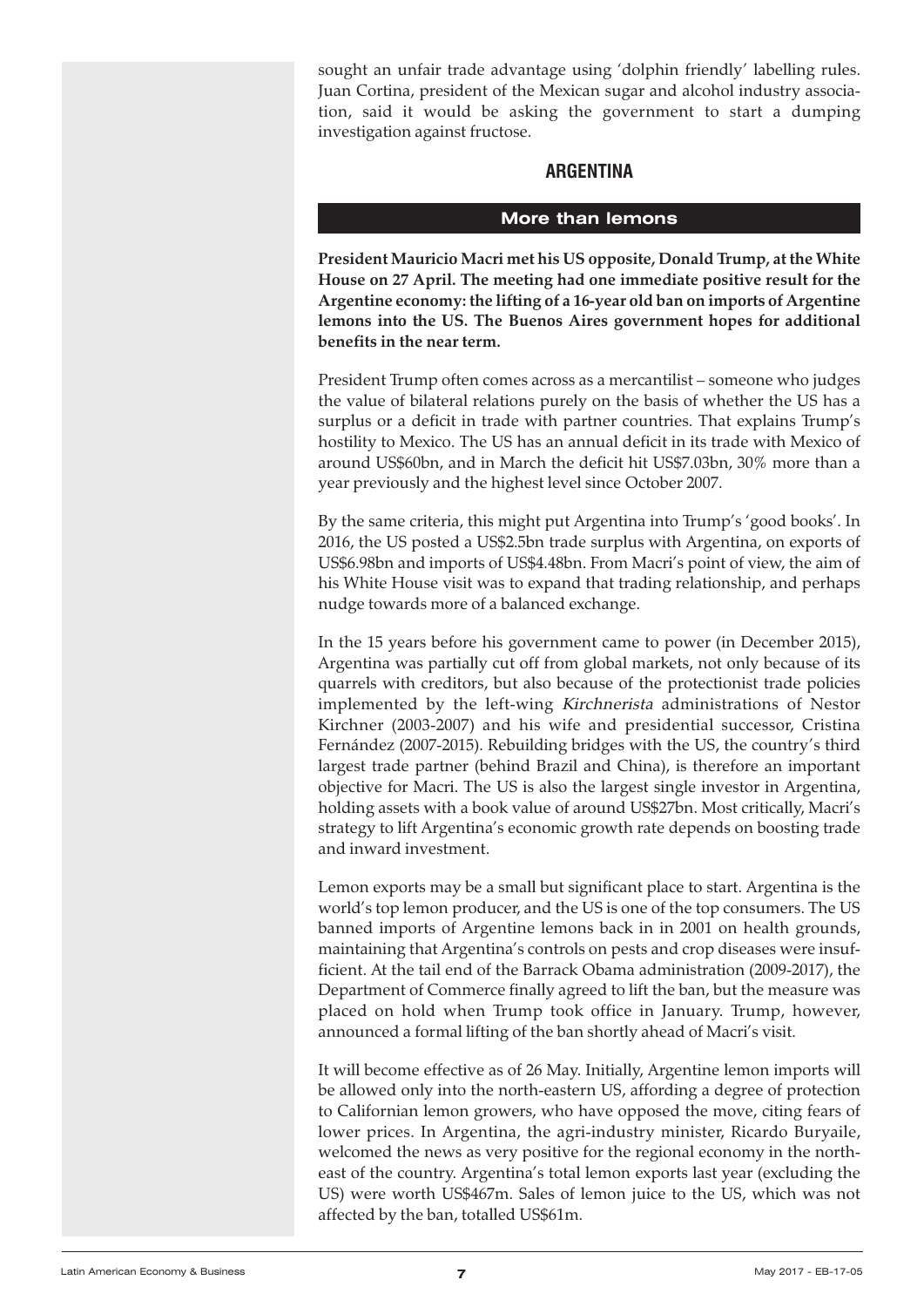sought an unfair trade advantage using 'dolphin friendly' labelling rules. Juan Cortina, president of the Mexican sugar and alcohol industry association, said it would be asking the government to start a dumping investigation against fructose.

## ARGENTINA

### More than lemons

**President Mauricio Macri met his US opposite, Donald Trump, at the White House on 27 April. The meeting had one immediate positive result for the Argentine economy: the lifting of a 16-year old ban on imports of Argentine lemons into the US. The Buenos Aires government hopes for additional benefits in the near term.**

President Trump often comes across as a mercantilist – someone who judges the value of bilateral relations purely on the basis of whether the US has a surplus or a deficit in trade with partner countries. That explains Trump's hostility to Mexico. The US has an annual deficit in its trade with Mexico of around US$60bn, and in March the deficit hit US$7.03bn, 30% more than a year previously and the highest level since October 2007.

By the same criteria, this might put Argentina into Trump's 'good books'. In 2016, the US posted a US$2.5bn trade surplus with Argentina, on exports of US$6.98bn and imports of US$4.48bn. From Macri's point of view, the aim of his White House visit was to expand that trading relationship, and perhaps nudge towards more of a balanced exchange.

In the 15 years before his government came to power (in December 2015), Argentina was partially cut off from global markets, not only because of its quarrels with creditors, but also because of the protectionist trade policies implemented by the left-wing *Kirchnerista* administrations of Nestor Kirchner (2003-2007) and his wife and presidential successor, Cristina Fernández (2007-2015). Rebuilding bridges with the US, the country's third largest trade partner (behind Brazil and China), is therefore an important objective for Macri. The US is also the largest single investor in Argentina, holding assets with a book value of around US$27bn. Most critically, Macri's strategy to lift Argentina's economic growth rate depends on boosting trade and inward investment.

Lemon exports may be a small but significant place to start. Argentina is the world's top lemon producer, and the US is one of the top consumers. The US banned imports of Argentine lemons back in in 2001 on health grounds, maintaining that Argentina's controls on pests and crop diseases were insufficient. At the tail end of the Barrack Obama administration (2009-2017), the Department of Commerce finally agreed to lift the ban, but the measure was placed on hold when Trump took office in January. Trump, however, announced a formal lifting of the ban shortly ahead of Macri's visit.

It will become effective as of 26 May. Initially, Argentine lemon imports will be allowed only into the north-eastern US, affording a degree of protection to Californian lemon growers, who have opposed the move, citing fears of lower prices. In Argentina, the agri-industry minister, Ricardo Buryaile, welcomed the news as very positive for the regional economy in the north-east of the country. Argentina's total lemon exports last year (excluding the US) were worth US$467m. Sales of lemon juice to the US, which was not affected by the ban, totalled US$61m.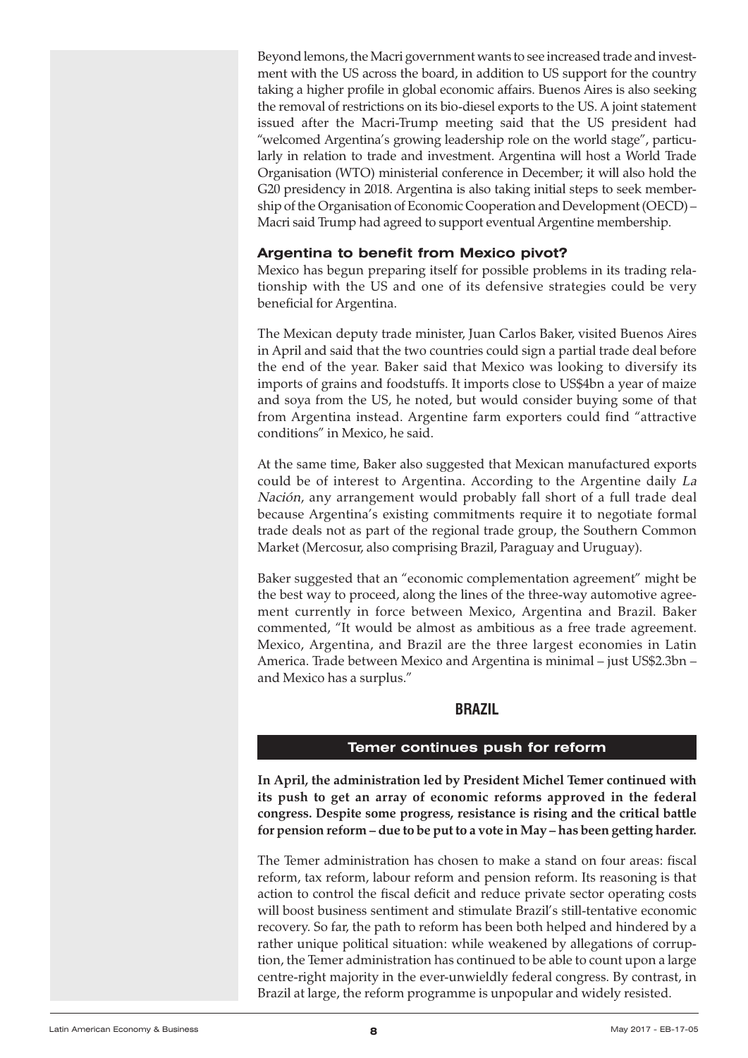Beyond lemons, the Macri government wants to see increased trade and investment with the US across the board, in addition to US support for the country taking a higher profile in global economic affairs. Buenos Aires is also seeking the removal of restrictions on its bio-diesel exports to the US. A joint statement issued after the Macri-Trump meeting said that the US president had "welcomed Argentina's growing leadership role on the world stage", particularly in relation to trade and investment. Argentina will host a World Trade Organisation (WTO) ministerial conference in December; it will also hold the G20 presidency in 2018. Argentina is also taking initial steps to seek membership of the Organisation of Economic Cooperation and Development (OECD) – Macri said Trump had agreed to support eventual Argentine membership.

### Argentina to benefit from Mexico pivot?

Mexico has begun preparing itself for possible problems in its trading relationship with the US and one of its defensive strategies could be very beneficial for Argentina.

The Mexican deputy trade minister, Juan Carlos Baker, visited Buenos Aires in April and said that the two countries could sign a partial trade deal before the end of the year. Baker said that Mexico was looking to diversify its imports of grains and foodstuffs. It imports close to US$4bn a year of maize and soya from the US, he noted, but would consider buying some of that from Argentina instead. Argentine farm exporters could find "attractive conditions" in Mexico, he said.

At the same time, Baker also suggested that Mexican manufactured exports could be of interest to Argentina. According to the Argentine daily *La Nación*, any arrangement would probably fall short of a full trade deal because Argentina's existing commitments require it to negotiate formal trade deals not as part of the regional trade group, the Southern Common Market (Mercosur, also comprising Brazil, Paraguay and Uruguay).

Baker suggested that an "economic complementation agreement" might be the best way to proceed, along the lines of the three-way automotive agreement currently in force between Mexico, Argentina and Brazil. Baker commented, "It would be almost as ambitious as a free trade agreement. Mexico, Argentina, and Brazil are the three largest economies in Latin America. Trade between Mexico and Argentina is minimal – just US$2.3bn – and Mexico has a surplus."

## BRAZIL

### Temer continues push for reform

**In April, the administration led by President Michel Temer continued with its push to get an array of economic reforms approved in the federal congress. Despite some progress, resistance is rising and the critical battle for pension reform – due to be put to a vote in May – has been getting harder.**

The Temer administration has chosen to make a stand on four areas: fiscal reform, tax reform, labour reform and pension reform. Its reasoning is that action to control the fiscal deficit and reduce private sector operating costs will boost business sentiment and stimulate Brazil's still-tentative economic recovery. So far, the path to reform has been both helped and hindered by a rather unique political situation: while weakened by allegations of corruption, the Temer administration has continued to be able to count upon a large centre-right majority in the ever-unwieldly federal congress. By contrast, in Brazil at large, the reform programme is unpopular and widely resisted.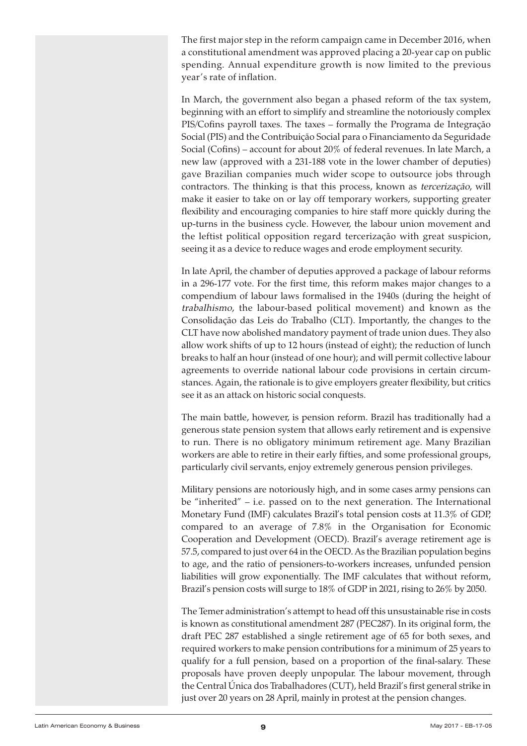The first major step in the reform campaign came in December 2016, when a constitutional amendment was approved placing a 20-year cap on public spending. Annual expenditure growth is now limited to the previous year's rate of inflation.

In March, the government also began a phased reform of the tax system, beginning with an effort to simplify and streamline the notoriously complex PIS/Cofins payroll taxes. The taxes – formally the Programa de Integração Social (PIS) and the Contribuição Social para o Financiamento da Seguridade Social (Cofins) – account for about 20% of federal revenues. In late March, a new law (approved with a 231-188 vote in the lower chamber of deputies) gave Brazilian companies much wider scope to outsource jobs through contractors. The thinking is that this process, known as *tercerização*, will make it easier to take on or lay off temporary workers, supporting greater flexibility and encouraging companies to hire staff more quickly during the up-turns in the business cycle. However, the labour union movement and the leftist political opposition regard tercerização with great suspicion, seeing it as a device to reduce wages and erode employment security.

In late April, the chamber of deputies approved a package of labour reforms in a 296-177 vote. For the first time, this reform makes major changes to a compendium of labour laws formalised in the 1940s (during the height of *trabalhismo*, the labour-based political movement) and known as the Consolidação das Leis do Trabalho (CLT). Importantly, the changes to the CLT have now abolished mandatory payment of trade union dues. They also allow work shifts of up to 12 hours (instead of eight); the reduction of lunch breaks to half an hour (instead of one hour); and will permit collective labour agreements to override national labour code provisions in certain circumstances. Again, the rationale is to give employers greater flexibility, but critics see it as an attack on historic social conquests.

The main battle, however, is pension reform. Brazil has traditionally had a generous state pension system that allows early retirement and is expensive to run. There is no obligatory minimum retirement age. Many Brazilian workers are able to retire in their early fifties, and some professional groups, particularly civil servants, enjoy extremely generous pension privileges.

Military pensions are notoriously high, and in some cases army pensions can be "inherited" – i.e. passed on to the next generation. The International Monetary Fund (IMF) calculates Brazil's total pension costs at 11.3% of GDP, compared to an average of 7.8% in the Organisation for Economic Cooperation and Development (OECD). Brazil's average retirement age is 57.5, compared to just over 64 in the OECD. As the Brazilian population begins to age, and the ratio of pensioners-to-workers increases, unfunded pension liabilities will grow exponentially. The IMF calculates that without reform, Brazil's pension costs will surge to 18% of GDP in 2021, rising to 26% by 2050.

The Temer administration's attempt to head off this unsustainable rise in costs is known as constitutional amendment 287 (PEC287). In its original form, the draft PEC 287 established a single retirement age of 65 for both sexes, and required workers to make pension contributions for a minimum of 25 years to qualify for a full pension, based on a proportion of the final-salary. These proposals have proven deeply unpopular. The labour movement, through the Central Única dos Trabalhadores (CUT), held Brazil's first general strike in just over 20 years on 28 April, mainly in protest at the pension changes.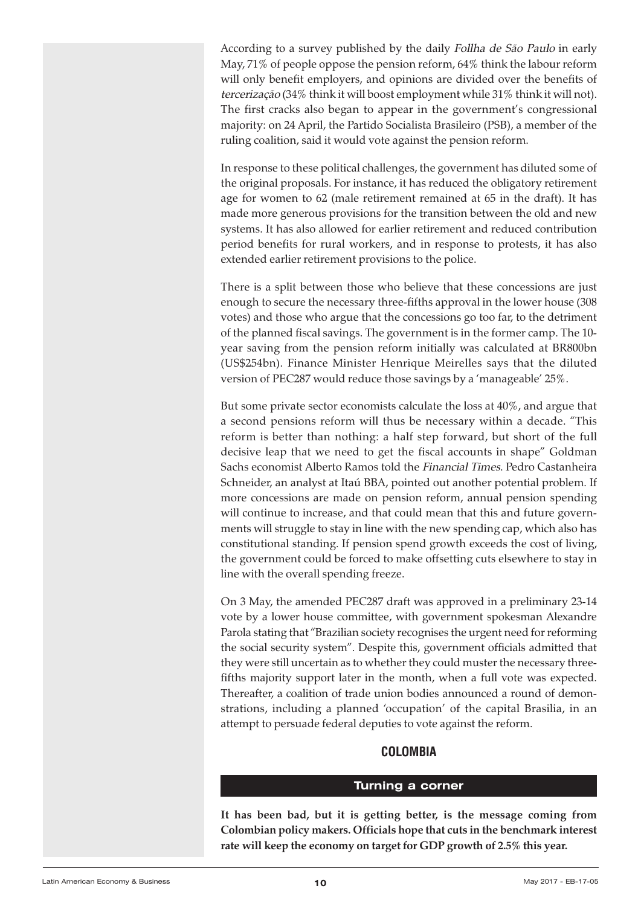According to a survey published by the daily *Follha de São Paulo* in early May, 71% of people oppose the pension reform, 64% think the labour reform will only benefit employers, and opinions are divided over the benefits of *tercerização* (34% think it will boost employment while 31% think it will not). The first cracks also began to appear in the government's congressional majority: on 24 April, the Partido Socialista Brasileiro (PSB), a member of the ruling coalition, said it would vote against the pension reform.

In response to these political challenges, the government has diluted some of the original proposals. For instance, it has reduced the obligatory retirement age for women to 62 (male retirement remained at 65 in the draft). It has made more generous provisions for the transition between the old and new systems. It has also allowed for earlier retirement and reduced contribution period benefits for rural workers, and in response to protests, it has also extended earlier retirement provisions to the police.

There is a split between those who believe that these concessions are just enough to secure the necessary three-fifths approval in the lower house (308 votes) and those who argue that the concessions go too far, to the detriment of the planned fiscal savings. The government is in the former camp. The 10-year saving from the pension reform initially was calculated at BR800bn (US$254bn). Finance Minister Henrique Meirelles says that the diluted version of PEC287 would reduce those savings by a 'manageable' 25%.

But some private sector economists calculate the loss at 40%, and argue that a second pensions reform will thus be necessary within a decade. "This reform is better than nothing: a half step forward, but short of the full decisive leap that we need to get the fiscal accounts in shape" Goldman Sachs economist Alberto Ramos told the *Financial Times*. Pedro Castanheira Schneider, an analyst at Itaú BBA, pointed out another potential problem. If more concessions are made on pension reform, annual pension spending will continue to increase, and that could mean that this and future governments will struggle to stay in line with the new spending cap, which also has constitutional standing. If pension spend growth exceeds the cost of living, the government could be forced to make offsetting cuts elsewhere to stay in line with the overall spending freeze.

On 3 May, the amended PEC287 draft was approved in a preliminary 23-14 vote by a lower house committee, with government spokesman Alexandre Parola stating that "Brazilian society recognises the urgent need for reforming the social security system". Despite this, government officials admitted that they were still uncertain as to whether they could muster the necessary three-fifths majority support later in the month, when a full vote was expected. Thereafter, a coalition of trade union bodies announced a round of demonstrations, including a planned 'occupation' of the capital Brasilia, in an attempt to persuade federal deputies to vote against the reform.

## COLOMBIA

### Turning a corner

**It has been bad, but it is getting better, is the message coming from Colombian policy makers. Officials hope that cuts in the benchmark interest rate will keep the economy on target for GDP growth of 2.5% this year.**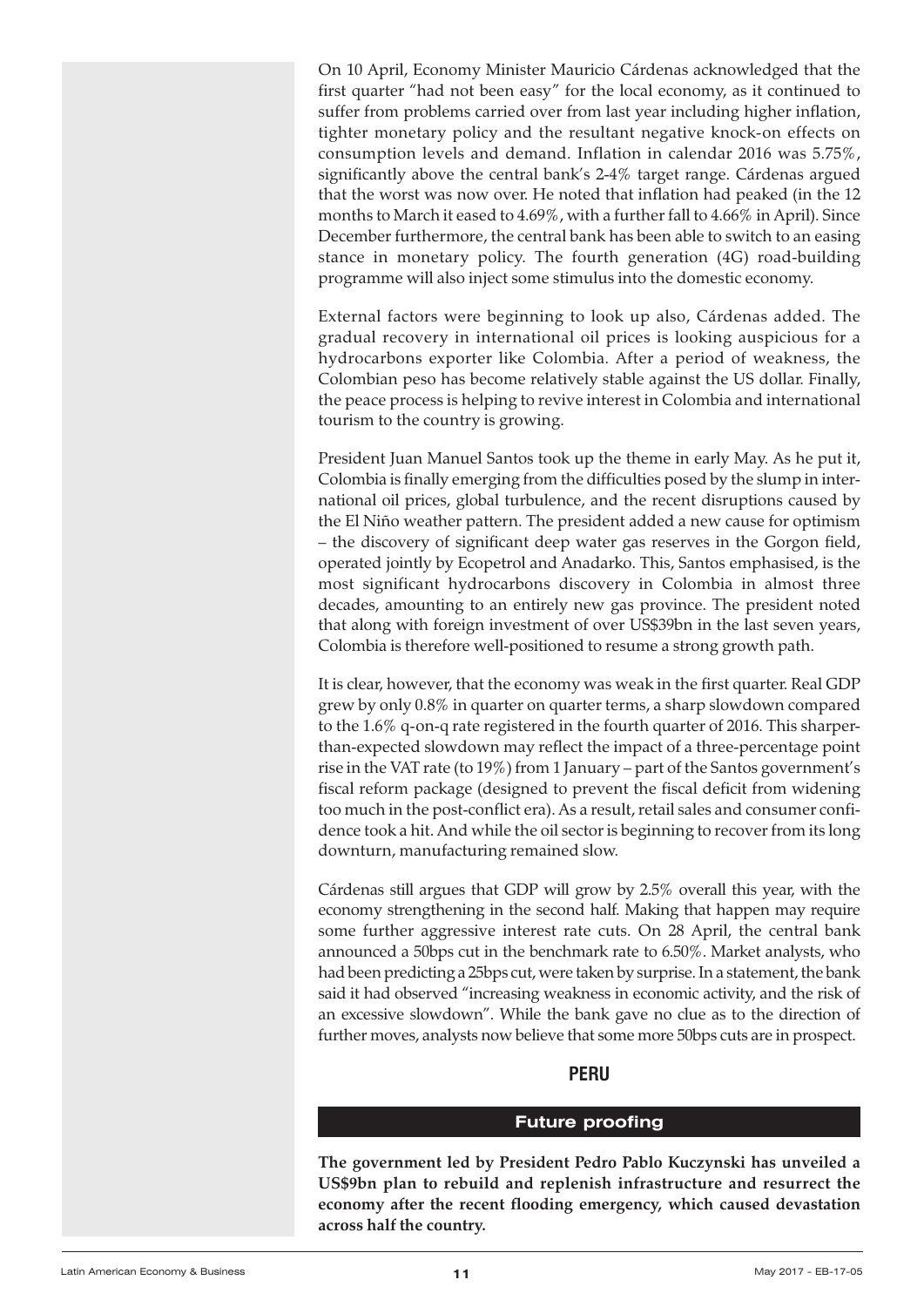On 10 April, Economy Minister Mauricio Cárdenas acknowledged that the first quarter "had not been easy" for the local economy, as it continued to suffer from problems carried over from last year including higher inflation, tighter monetary policy and the resultant negative knock-on effects on consumption levels and demand. Inflation in calendar 2016 was 5.75%, significantly above the central bank's 2-4% target range. Cárdenas argued that the worst was now over. He noted that inflation had peaked (in the 12 months to March it eased to 4.69%, with a further fall to 4.66% in April). Since December furthermore, the central bank has been able to switch to an easing stance in monetary policy. The fourth generation (4G) road-building programme will also inject some stimulus into the domestic economy.

External factors were beginning to look up also, Cárdenas added. The gradual recovery in international oil prices is looking auspicious for a hydrocarbons exporter like Colombia. After a period of weakness, the Colombian peso has become relatively stable against the US dollar. Finally, the peace process is helping to revive interest in Colombia and international tourism to the country is growing.

President Juan Manuel Santos took up the theme in early May. As he put it, Colombia is finally emerging from the difficulties posed by the slump in international oil prices, global turbulence, and the recent disruptions caused by the El Niño weather pattern. The president added a new cause for optimism – the discovery of significant deep water gas reserves in the Gorgon field, operated jointly by Ecopetrol and Anadarko. This, Santos emphasised, is the most significant hydrocarbons discovery in Colombia in almost three decades, amounting to an entirely new gas province. The president noted that along with foreign investment of over US$39bn in the last seven years, Colombia is therefore well-positioned to resume a strong growth path.

It is clear, however, that the economy was weak in the first quarter. Real GDP grew by only 0.8% in quarter on quarter terms, a sharp slowdown compared to the 1.6% q-on-q rate registered in the fourth quarter of 2016. This sharper-than-expected slowdown may reflect the impact of a three-percentage point rise in the VAT rate (to 19%) from 1 January – part of the Santos government's fiscal reform package (designed to prevent the fiscal deficit from widening too much in the post-conflict era). As a result, retail sales and consumer confidence took a hit. And while the oil sector is beginning to recover from its long downturn, manufacturing remained slow.

Cárdenas still argues that GDP will grow by 2.5% overall this year, with the economy strengthening in the second half. Making that happen may require some further aggressive interest rate cuts. On 28 April, the central bank announced a 50bps cut in the benchmark rate to 6.50%. Market analysts, who had been predicting a 25bps cut, were taken by surprise. In a statement, the bank said it had observed "increasing weakness in economic activity, and the risk of an excessive slowdown". While the bank gave no clue as to the direction of further moves, analysts now believe that some more 50bps cuts are in prospect.

# PERU

## Future proofing

**The government led by President Pedro Pablo Kuczynski has unveiled a US$9bn plan to rebuild and replenish infrastructure and resurrect the economy after the recent flooding emergency, which caused devastation across half the country.**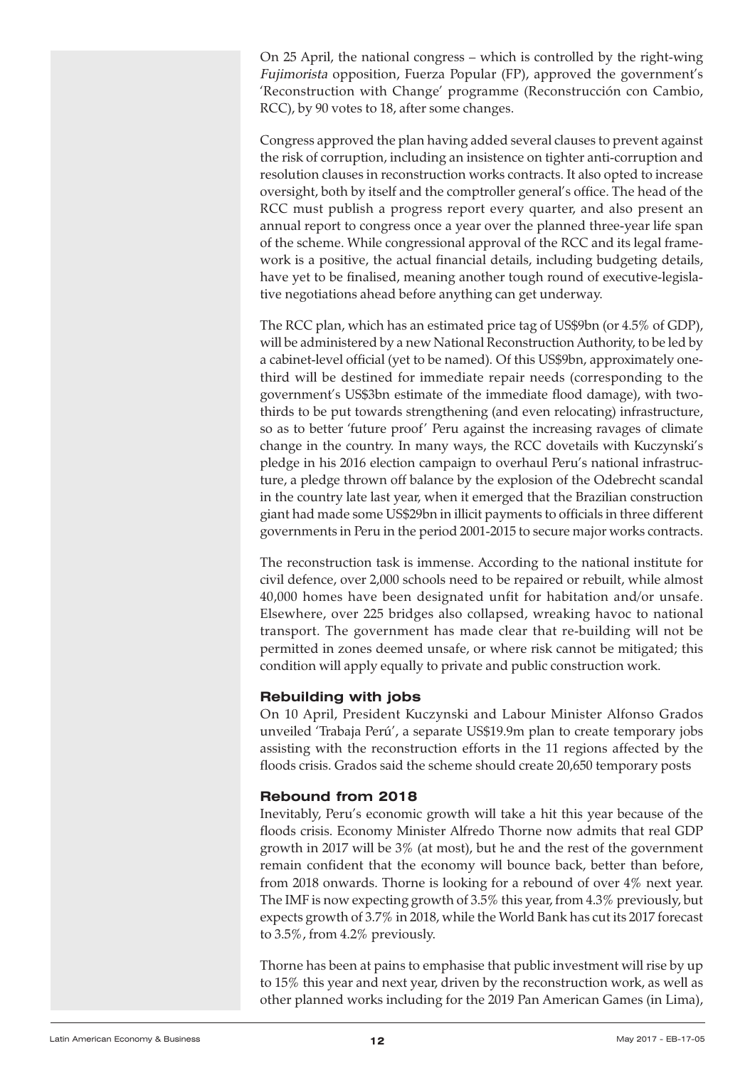On 25 April, the national congress – which is controlled by the right-wing *Fujimorista* opposition, Fuerza Popular (FP), approved the government's 'Reconstruction with Change' programme (Reconstrucción con Cambio, RCC), by 90 votes to 18, after some changes.

Congress approved the plan having added several clauses to prevent against the risk of corruption, including an insistence on tighter anti-corruption and resolution clauses in reconstruction works contracts. It also opted to increase oversight, both by itself and the comptroller general's office. The head of the RCC must publish a progress report every quarter, and also present an annual report to congress once a year over the planned three-year life span of the scheme. While congressional approval of the RCC and its legal framework is a positive, the actual financial details, including budgeting details, have yet to be finalised, meaning another tough round of executive-legislative negotiations ahead before anything can get underway.

The RCC plan, which has an estimated price tag of US$9bn (or 4.5% of GDP), will be administered by a new National Reconstruction Authority, to be led by a cabinet-level official (yet to be named). Of this US$9bn, approximately one-third will be destined for immediate repair needs (corresponding to the government's US$3bn estimate of the immediate flood damage), with two-thirds to be put towards strengthening (and even relocating) infrastructure, so as to better 'future proof' Peru against the increasing ravages of climate change in the country. In many ways, the RCC dovetails with Kuczynski's pledge in his 2016 election campaign to overhaul Peru's national infrastructure, a pledge thrown off balance by the explosion of the Odebrecht scandal in the country late last year, when it emerged that the Brazilian construction giant had made some US$29bn in illicit payments to officials in three different governments in Peru in the period 2001-2015 to secure major works contracts.

The reconstruction task is immense. According to the national institute for civil defence, over 2,000 schools need to be repaired or rebuilt, while almost 40,000 homes have been designated unfit for habitation and/or unsafe. Elsewhere, over 225 bridges also collapsed, wreaking havoc to national transport. The government has made clear that re-building will not be permitted in zones deemed unsafe, or where risk cannot be mitigated; this condition will apply equally to private and public construction work.

### Rebuilding with jobs

On 10 April, President Kuczynski and Labour Minister Alfonso Grados unveiled 'Trabaja Perú', a separate US$19.9m plan to create temporary jobs assisting with the reconstruction efforts in the 11 regions affected by the floods crisis. Grados said the scheme should create 20,650 temporary posts

### Rebound from 2018

Inevitably, Peru's economic growth will take a hit this year because of the floods crisis. Economy Minister Alfredo Thorne now admits that real GDP growth in 2017 will be 3% (at most), but he and the rest of the government remain confident that the economy will bounce back, better than before, from 2018 onwards. Thorne is looking for a rebound of over 4% next year. The IMF is now expecting growth of 3.5% this year, from 4.3% previously, but expects growth of 3.7% in 2018, while the World Bank has cut its 2017 forecast to 3.5%, from 4.2% previously.

Thorne has been at pains to emphasise that public investment will rise by up to 15% this year and next year, driven by the reconstruction work, as well as other planned works including for the 2019 Pan American Games (in Lima),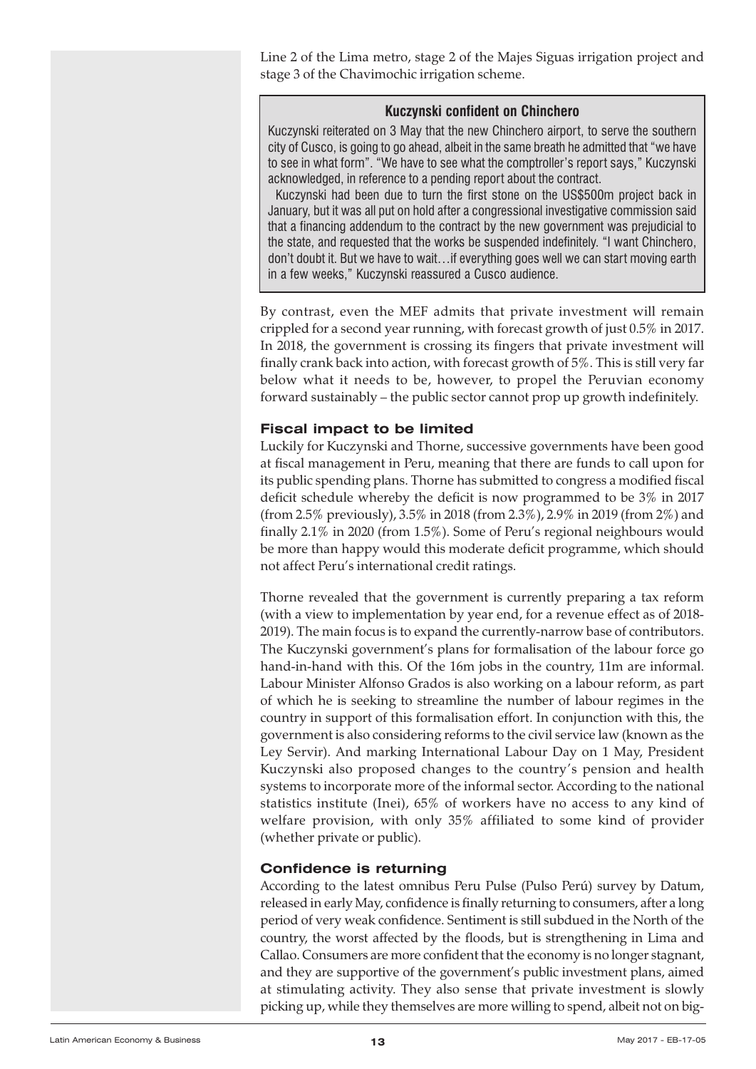Line 2 of the Lima metro, stage 2 of the Majes Siguas irrigation project and stage 3 of the Chavimochic irrigation scheme.

### Kuczynski confident on Chinchero

Kuczynski reiterated on 3 May that the new Chinchero airport, to serve the southern city of Cusco, is going to go ahead, albeit in the same breath he admitted that "we have to see in what form". "We have to see what the comptroller's report says," Kuczynski acknowledged, in reference to a pending report about the contract.

Kuczynski had been due to turn the first stone on the US$500m project back in January, but it was all put on hold after a congressional investigative commission said that a financing addendum to the contract by the new government was prejudicial to the state, and requested that the works be suspended indefinitely. "I want Chinchero, don't doubt it. But we have to wait…if everything goes well we can start moving earth in a few weeks," Kuczynski reassured a Cusco audience.

By contrast, even the MEF admits that private investment will remain crippled for a second year running, with forecast growth of just 0.5% in 2017. In 2018, the government is crossing its fingers that private investment will finally crank back into action, with forecast growth of 5%. This is still very far below what it needs to be, however, to propel the Peruvian economy forward sustainably – the public sector cannot prop up growth indefinitely.

### Fiscal impact to be limited

Luckily for Kuczynski and Thorne, successive governments have been good at fiscal management in Peru, meaning that there are funds to call upon for its public spending plans. Thorne has submitted to congress a modified fiscal deficit schedule whereby the deficit is now programmed to be 3% in 2017 (from 2.5% previously), 3.5% in 2018 (from 2.3%), 2.9% in 2019 (from 2%) and finally 2.1% in 2020 (from 1.5%). Some of Peru's regional neighbours would be more than happy would this moderate deficit programme, which should not affect Peru's international credit ratings.

Thorne revealed that the government is currently preparing a tax reform (with a view to implementation by year end, for a revenue effect as of 2018-2019). The main focus is to expand the currently-narrow base of contributors. The Kuczynski government's plans for formalisation of the labour force go hand-in-hand with this. Of the 16m jobs in the country, 11m are informal. Labour Minister Alfonso Grados is also working on a labour reform, as part of which he is seeking to streamline the number of labour regimes in the country in support of this formalisation effort. In conjunction with this, the government is also considering reforms to the civil service law (known as the Ley Servir). And marking International Labour Day on 1 May, President Kuczynski also proposed changes to the country's pension and health systems to incorporate more of the informal sector. According to the national statistics institute (Inei), 65% of workers have no access to any kind of welfare provision, with only 35% affiliated to some kind of provider (whether private or public).

### Confidence is returning

According to the latest omnibus Peru Pulse (Pulso Perú) survey by Datum, released in early May, confidence is finally returning to consumers, after a long period of very weak confidence. Sentiment is still subdued in the North of the country, the worst affected by the floods, but is strengthening in Lima and Callao. Consumers are more confident that the economy is no longer stagnant, and they are supportive of the government's public investment plans, aimed at stimulating activity. They also sense that private investment is slowly picking up, while they themselves are more willing to spend, albeit not on big-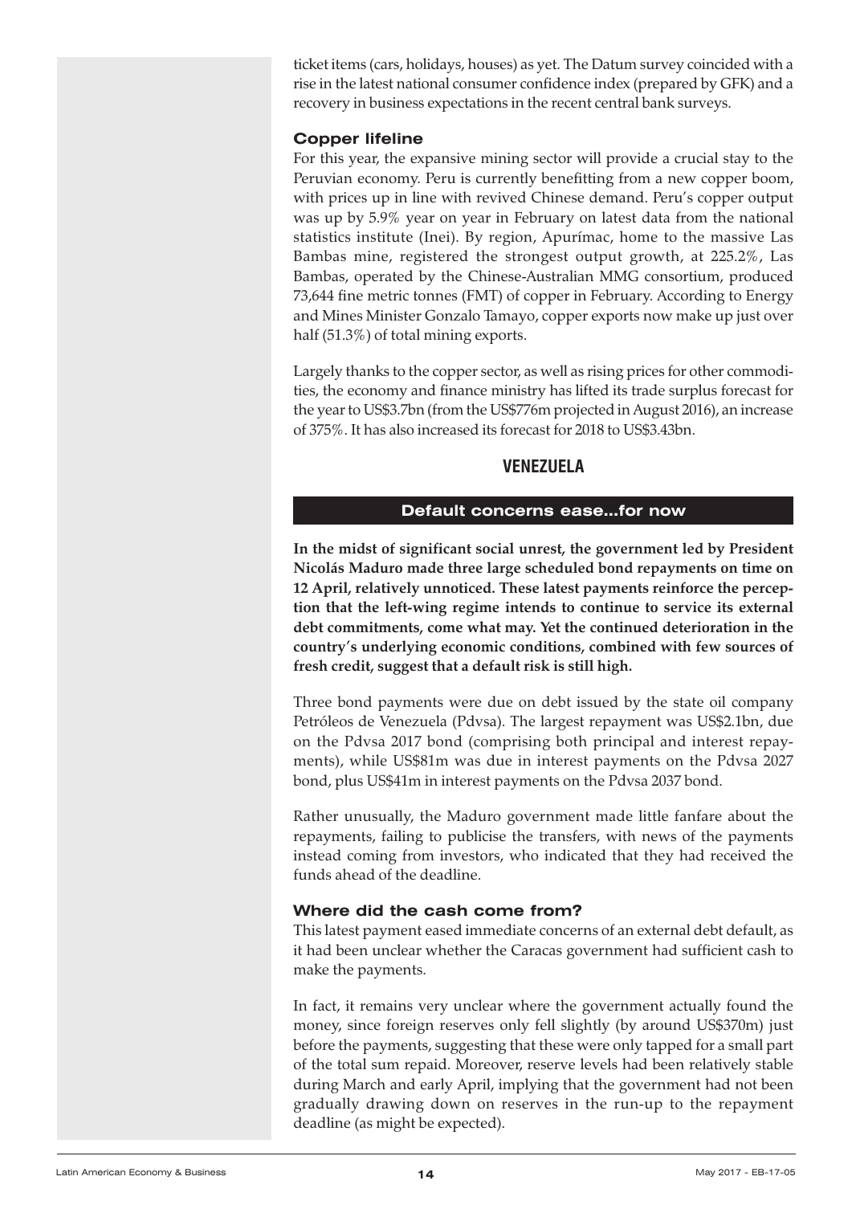ticket items (cars, holidays, houses) as yet. The Datum survey coincided with a rise in the latest national consumer confidence index (prepared by GFK) and a recovery in business expectations in the recent central bank surveys.

### Copper lifeline

For this year, the expansive mining sector will provide a crucial stay to the Peruvian economy. Peru is currently benefitting from a new copper boom, with prices up in line with revived Chinese demand. Peru's copper output was up by 5.9% year on year in February on latest data from the national statistics institute (Inei). By region, Apurímac, home to the massive Las Bambas mine, registered the strongest output growth, at 225.2%, Las Bambas, operated by the Chinese-Australian MMG consortium, produced 73,644 fine metric tonnes (FMT) of copper in February. According to Energy and Mines Minister Gonzalo Tamayo, copper exports now make up just over half (51.3%) of total mining exports.

Largely thanks to the copper sector, as well as rising prices for other commodities, the economy and finance ministry has lifted its trade surplus forecast for the year to US$3.7bn (from the US$776m projected in August 2016), an increase of 375%. It has also increased its forecast for 2018 to US$3.43bn.

## VENEZUELA

## Default concerns ease...for now

**In the midst of significant social unrest, the government led by President Nicolás Maduro made three large scheduled bond repayments on time on 12 April, relatively unnoticed. These latest payments reinforce the perception that the left-wing regime intends to continue to service its external debt commitments, come what may. Yet the continued deterioration in the country's underlying economic conditions, combined with few sources of fresh credit, suggest that a default risk is still high.**

Three bond payments were due on debt issued by the state oil company Petróleos de Venezuela (Pdvsa). The largest repayment was US$2.1bn, due on the Pdvsa 2017 bond (comprising both principal and interest repayments), while US$81m was due in interest payments on the Pdvsa 2027 bond, plus US$41m in interest payments on the Pdvsa 2037 bond.

Rather unusually, the Maduro government made little fanfare about the repayments, failing to publicise the transfers, with news of the payments instead coming from investors, who indicated that they had received the funds ahead of the deadline.

### Where did the cash come from?

This latest payment eased immediate concerns of an external debt default, as it had been unclear whether the Caracas government had sufficient cash to make the payments.

In fact, it remains very unclear where the government actually found the money, since foreign reserves only fell slightly (by around US$370m) just before the payments, suggesting that these were only tapped for a small part of the total sum repaid. Moreover, reserve levels had been relatively stable during March and early April, implying that the government had not been gradually drawing down on reserves in the run-up to the repayment deadline (as might be expected).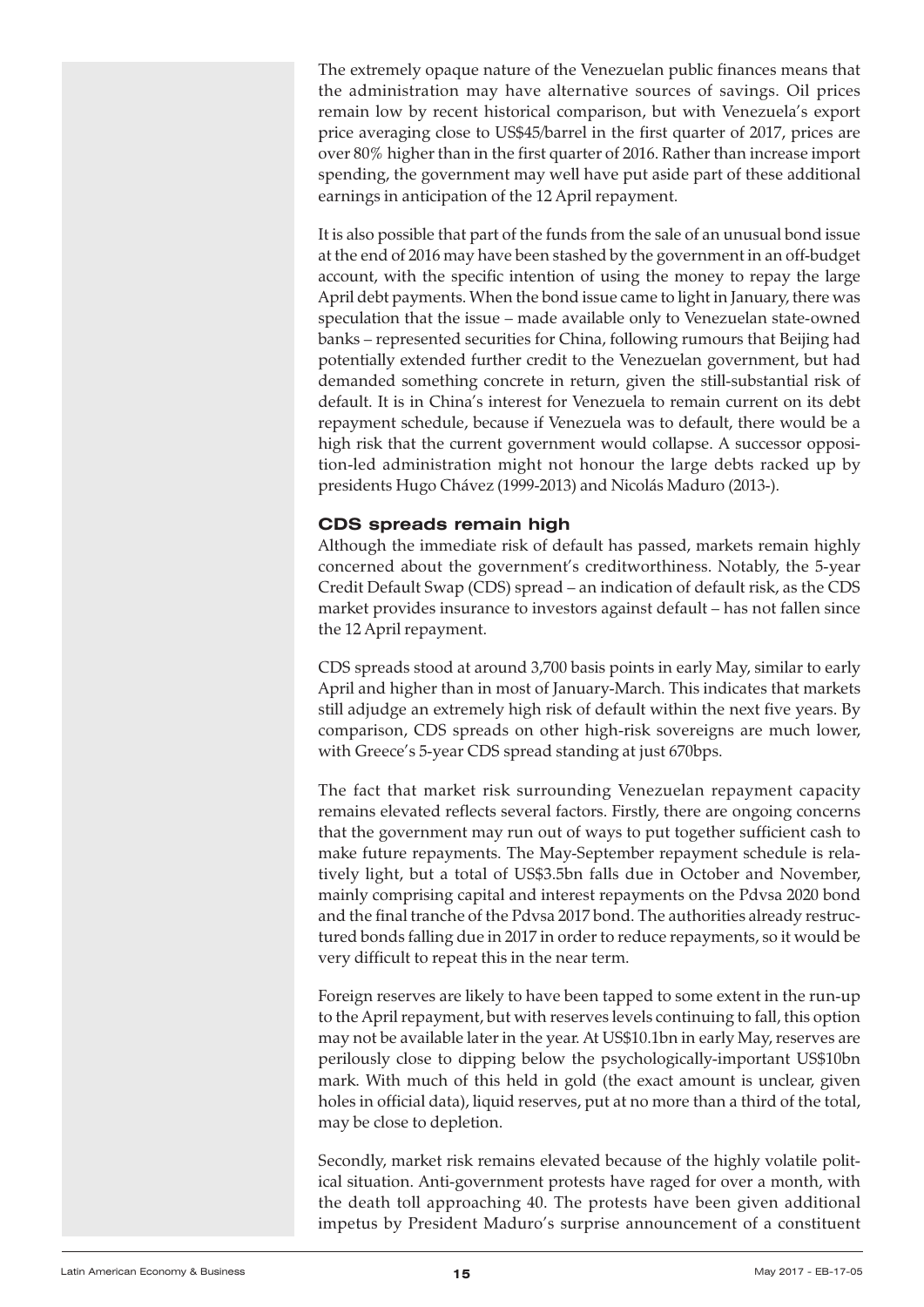The extremely opaque nature of the Venezuelan public finances means that the administration may have alternative sources of savings. Oil prices remain low by recent historical comparison, but with Venezuela's export price averaging close to US$45/barrel in the first quarter of 2017, prices are over 80% higher than in the first quarter of 2016. Rather than increase import spending, the government may well have put aside part of these additional earnings in anticipation of the 12 April repayment.

It is also possible that part of the funds from the sale of an unusual bond issue at the end of 2016 may have been stashed by the government in an off-budget account, with the specific intention of using the money to repay the large April debt payments. When the bond issue came to light in January, there was speculation that the issue – made available only to Venezuelan state-owned banks – represented securities for China, following rumours that Beijing had potentially extended further credit to the Venezuelan government, but had demanded something concrete in return, given the still-substantial risk of default. It is in China's interest for Venezuela to remain current on its debt repayment schedule, because if Venezuela was to default, there would be a high risk that the current government would collapse. A successor opposition-led administration might not honour the large debts racked up by presidents Hugo Chávez (1999-2013) and Nicolás Maduro (2013-).

### CDS spreads remain high

Although the immediate risk of default has passed, markets remain highly concerned about the government's creditworthiness. Notably, the 5-year Credit Default Swap (CDS) spread – an indication of default risk, as the CDS market provides insurance to investors against default – has not fallen since the 12 April repayment.

CDS spreads stood at around 3,700 basis points in early May, similar to early April and higher than in most of January-March. This indicates that markets still adjudge an extremely high risk of default within the next five years. By comparison, CDS spreads on other high-risk sovereigns are much lower, with Greece's 5-year CDS spread standing at just 670bps.

The fact that market risk surrounding Venezuelan repayment capacity remains elevated reflects several factors. Firstly, there are ongoing concerns that the government may run out of ways to put together sufficient cash to make future repayments. The May-September repayment schedule is relatively light, but a total of US$3.5bn falls due in October and November, mainly comprising capital and interest repayments on the Pdvsa 2020 bond and the final tranche of the Pdvsa 2017 bond. The authorities already restructured bonds falling due in 2017 in order to reduce repayments, so it would be very difficult to repeat this in the near term.

Foreign reserves are likely to have been tapped to some extent in the run-up to the April repayment, but with reserves levels continuing to fall, this option may not be available later in the year. At US$10.1bn in early May, reserves are perilously close to dipping below the psychologically-important US$10bn mark. With much of this held in gold (the exact amount is unclear, given holes in official data), liquid reserves, put at no more than a third of the total, may be close to depletion.

Secondly, market risk remains elevated because of the highly volatile political situation. Anti-government protests have raged for over a month, with the death toll approaching 40. The protests have been given additional impetus by President Maduro's surprise announcement of a constituent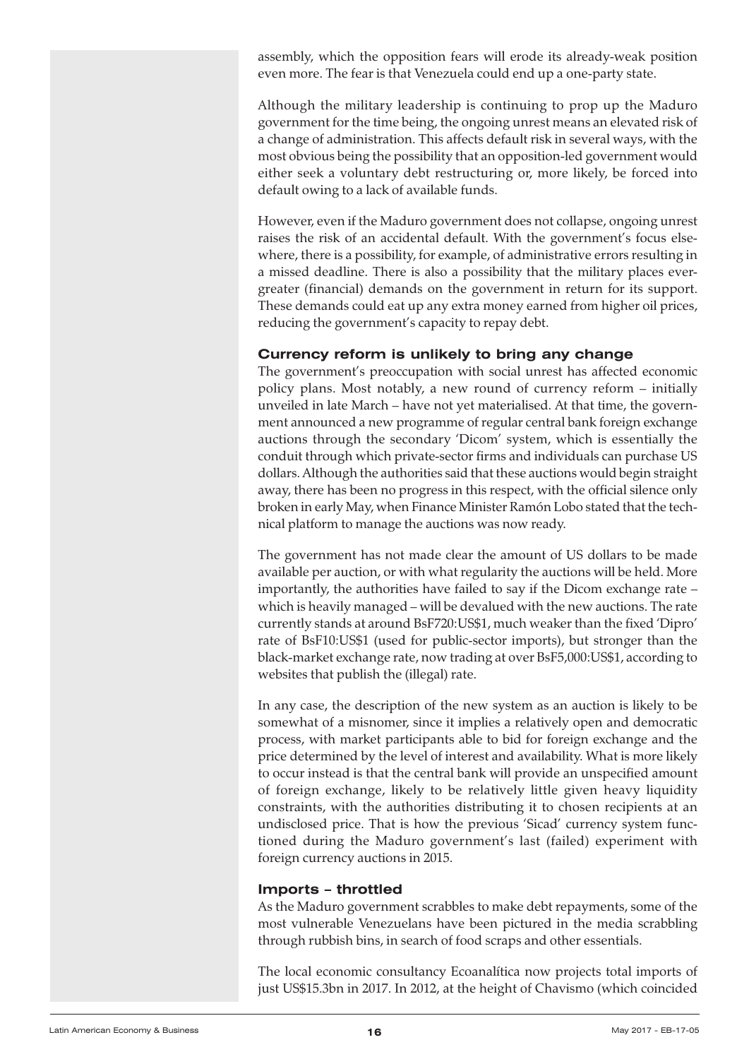assembly, which the opposition fears will erode its already-weak position even more. The fear is that Venezuela could end up a one-party state.

Although the military leadership is continuing to prop up the Maduro government for the time being, the ongoing unrest means an elevated risk of a change of administration. This affects default risk in several ways, with the most obvious being the possibility that an opposition-led government would either seek a voluntary debt restructuring or, more likely, be forced into default owing to a lack of available funds.

However, even if the Maduro government does not collapse, ongoing unrest raises the risk of an accidental default. With the government's focus elsewhere, there is a possibility, for example, of administrative errors resulting in a missed deadline. There is also a possibility that the military places ever-greater (financial) demands on the government in return for its support. These demands could eat up any extra money earned from higher oil prices, reducing the government's capacity to repay debt.

### Currency reform is unlikely to bring any change

The government's preoccupation with social unrest has affected economic policy plans. Most notably, a new round of currency reform – initially unveiled in late March – have not yet materialised. At that time, the government announced a new programme of regular central bank foreign exchange auctions through the secondary 'Dicom' system, which is essentially the conduit through which private-sector firms and individuals can purchase US dollars. Although the authorities said that these auctions would begin straight away, there has been no progress in this respect, with the official silence only broken in early May, when Finance Minister Ramón Lobo stated that the technical platform to manage the auctions was now ready.

The government has not made clear the amount of US dollars to be made available per auction, or with what regularity the auctions will be held. More importantly, the authorities have failed to say if the Dicom exchange rate – which is heavily managed – will be devalued with the new auctions. The rate currently stands at around BsF720:US$1, much weaker than the fixed 'Dipro' rate of BsF10:US$1 (used for public-sector imports), but stronger than the black-market exchange rate, now trading at over BsF5,000:US$1, according to websites that publish the (illegal) rate.

In any case, the description of the new system as an auction is likely to be somewhat of a misnomer, since it implies a relatively open and democratic process, with market participants able to bid for foreign exchange and the price determined by the level of interest and availability. What is more likely to occur instead is that the central bank will provide an unspecified amount of foreign exchange, likely to be relatively little given heavy liquidity constraints, with the authorities distributing it to chosen recipients at an undisclosed price. That is how the previous 'Sicad' currency system functioned during the Maduro government's last (failed) experiment with foreign currency auctions in 2015.

### Imports – throttled

As the Maduro government scrabbles to make debt repayments, some of the most vulnerable Venezuelans have been pictured in the media scrabbling through rubbish bins, in search of food scraps and other essentials.

The local economic consultancy Ecoanalítica now projects total imports of just US$15.3bn in 2017. In 2012, at the height of Chavismo (which coincided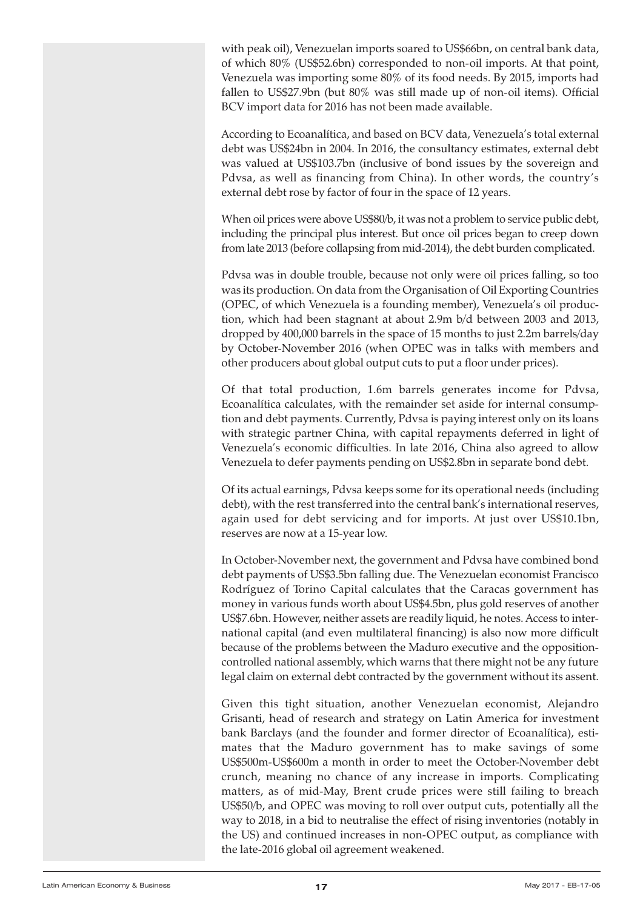with peak oil), Venezuelan imports soared to US$66bn, on central bank data, of which 80% (US$52.6bn) corresponded to non-oil imports. At that point, Venezuela was importing some 80% of its food needs. By 2015, imports had fallen to US$27.9bn (but 80% was still made up of non-oil items). Official BCV import data for 2016 has not been made available.

According to Ecoanalítica, and based on BCV data, Venezuela's total external debt was US$24bn in 2004. In 2016, the consultancy estimates, external debt was valued at US$103.7bn (inclusive of bond issues by the sovereign and Pdvsa, as well as financing from China). In other words, the country's external debt rose by factor of four in the space of 12 years.

When oil prices were above US$80/b, it was not a problem to service public debt, including the principal plus interest. But once oil prices began to creep down from late 2013 (before collapsing from mid-2014), the debt burden complicated.

Pdvsa was in double trouble, because not only were oil prices falling, so too was its production. On data from the Organisation of Oil Exporting Countries (OPEC, of which Venezuela is a founding member), Venezuela's oil production, which had been stagnant at about 2.9m b/d between 2003 and 2013, dropped by 400,000 barrels in the space of 15 months to just 2.2m barrels/day by October-November 2016 (when OPEC was in talks with members and other producers about global output cuts to put a floor under prices).

Of that total production, 1.6m barrels generates income for Pdvsa, Ecoanalítica calculates, with the remainder set aside for internal consumption and debt payments. Currently, Pdvsa is paying interest only on its loans with strategic partner China, with capital repayments deferred in light of Venezuela's economic difficulties. In late 2016, China also agreed to allow Venezuela to defer payments pending on US$2.8bn in separate bond debt.

Of its actual earnings, Pdvsa keeps some for its operational needs (including debt), with the rest transferred into the central bank's international reserves, again used for debt servicing and for imports. At just over US$10.1bn, reserves are now at a 15-year low.

In October-November next, the government and Pdvsa have combined bond debt payments of US$3.5bn falling due. The Venezuelan economist Francisco Rodríguez of Torino Capital calculates that the Caracas government has money in various funds worth about US$4.5bn, plus gold reserves of another US$7.6bn. However, neither assets are readily liquid, he notes. Access to international capital (and even multilateral financing) is also now more difficult because of the problems between the Maduro executive and the opposition-controlled national assembly, which warns that there might not be any future legal claim on external debt contracted by the government without its assent.

Given this tight situation, another Venezuelan economist, Alejandro Grisanti, head of research and strategy on Latin America for investment bank Barclays (and the founder and former director of Ecoanalítica), estimates that the Maduro government has to make savings of some US$500m-US$600m a month in order to meet the October-November debt crunch, meaning no chance of any increase in imports. Complicating matters, as of mid-May, Brent crude prices were still failing to breach US$50/b, and OPEC was moving to roll over output cuts, potentially all the way to 2018, in a bid to neutralise the effect of rising inventories (notably in the US) and continued increases in non-OPEC output, as compliance with the late-2016 global oil agreement weakened.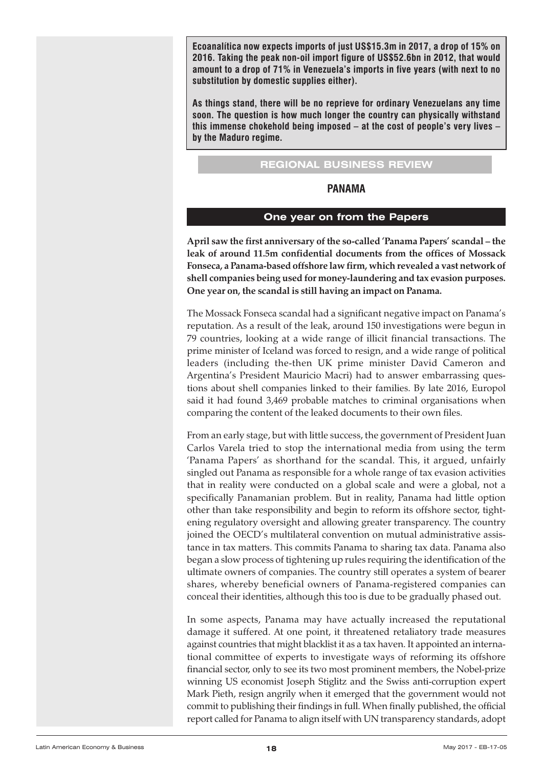**Ecoanalítica now expects imports of just US$15.3m in 2017, a drop of 15% on 2016. Taking the peak non-oil import figure of US$52.6bn in 2012, that would amount to a drop of 71% in Venezuela's imports in five years (with next to no substitution by domestic supplies either).**

**As things stand, there will be no reprieve for ordinary Venezuelans any time soon. The question is how much longer the country can physically withstand this immense chokehold being imposed – at the cost of people's very lives – by the Maduro regime.**

## REGIONAL BUSINESS REVIEW

## PANAMA

### One year on from the Papers

**April saw the first anniversary of the so-called 'Panama Papers' scandal – the leak of around 11.5m confidential documents from the offices of Mossack Fonseca, a Panama-based offshore law firm, which revealed a vast network of shell companies being used for money-laundering and tax evasion purposes. One year on, the scandal is still having an impact on Panama.**

The Mossack Fonseca scandal had a significant negative impact on Panama's reputation. As a result of the leak, around 150 investigations were begun in 79 countries, looking at a wide range of illicit financial transactions. The prime minister of Iceland was forced to resign, and a wide range of political leaders (including the-then UK prime minister David Cameron and Argentina's President Mauricio Macri) had to answer embarrassing questions about shell companies linked to their families. By late 2016, Europol said it had found 3,469 probable matches to criminal organisations when comparing the content of the leaked documents to their own files.

From an early stage, but with little success, the government of President Juan Carlos Varela tried to stop the international media from using the term 'Panama Papers' as shorthand for the scandal. This, it argued, unfairly singled out Panama as responsible for a whole range of tax evasion activities that in reality were conducted on a global scale and were a global, not a specifically Panamanian problem. But in reality, Panama had little option other than take responsibility and begin to reform its offshore sector, tightening regulatory oversight and allowing greater transparency. The country joined the OECD's multilateral convention on mutual administrative assistance in tax matters. This commits Panama to sharing tax data. Panama also began a slow process of tightening up rules requiring the identification of the ultimate owners of companies. The country still operates a system of bearer shares, whereby beneficial owners of Panama-registered companies can conceal their identities, although this too is due to be gradually phased out.

In some aspects, Panama may have actually increased the reputational damage it suffered. At one point, it threatened retaliatory trade measures against countries that might blacklist it as a tax haven. It appointed an international committee of experts to investigate ways of reforming its offshore financial sector, only to see its two most prominent members, the Nobel-prize winning US economist Joseph Stiglitz and the Swiss anti-corruption expert Mark Pieth, resign angrily when it emerged that the government would not commit to publishing their findings in full. When finally published, the official report called for Panama to align itself with UN transparency standards, adopt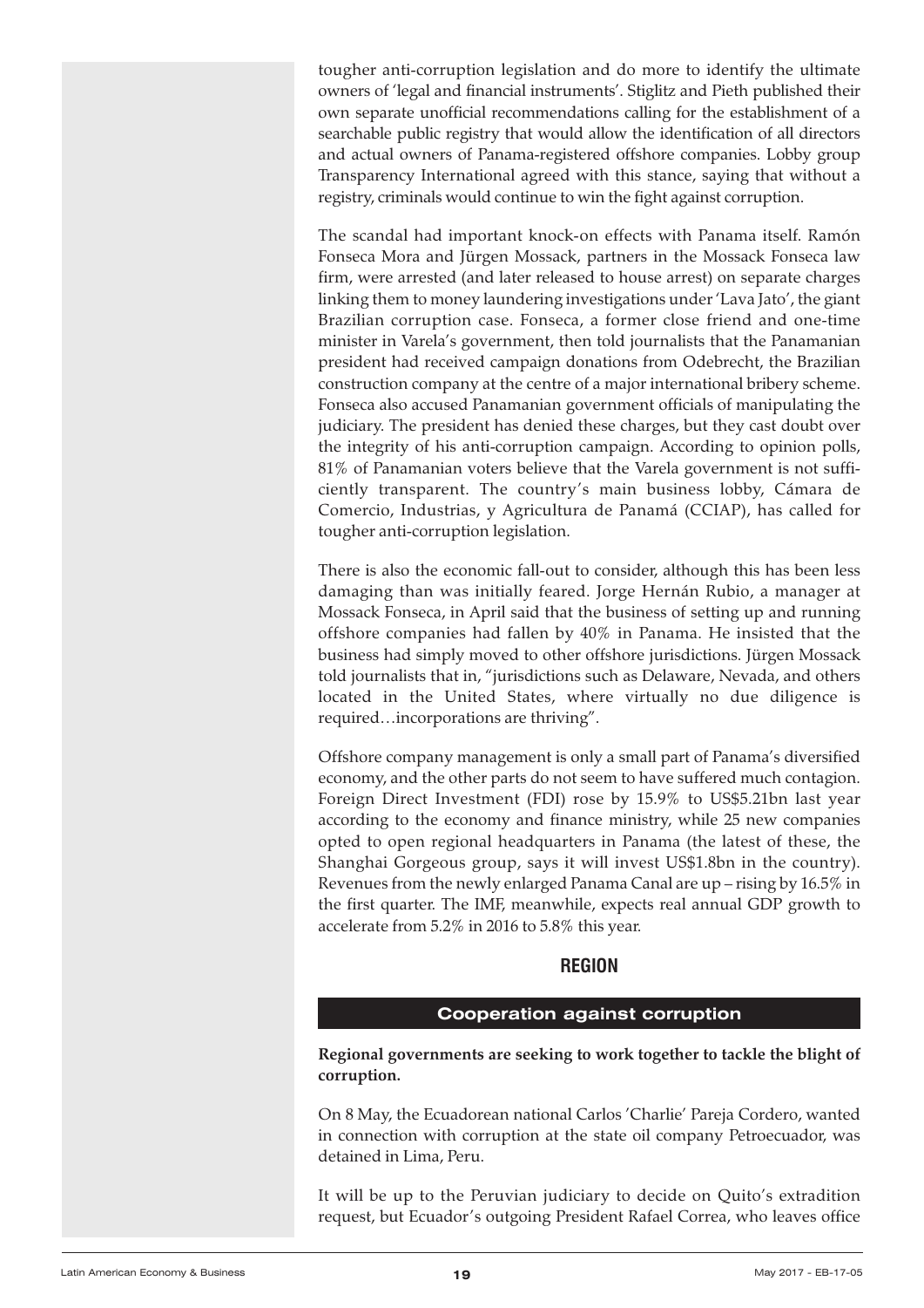tougher anti-corruption legislation and do more to identify the ultimate owners of 'legal and financial instruments'. Stiglitz and Pieth published their own separate unofficial recommendations calling for the establishment of a searchable public registry that would allow the identification of all directors and actual owners of Panama-registered offshore companies. Lobby group Transparency International agreed with this stance, saying that without a registry, criminals would continue to win the fight against corruption.

The scandal had important knock-on effects with Panama itself. Ramón Fonseca Mora and Jürgen Mossack, partners in the Mossack Fonseca law firm, were arrested (and later released to house arrest) on separate charges linking them to money laundering investigations under 'Lava Jato', the giant Brazilian corruption case. Fonseca, a former close friend and one-time minister in Varela's government, then told journalists that the Panamanian president had received campaign donations from Odebrecht, the Brazilian construction company at the centre of a major international bribery scheme. Fonseca also accused Panamanian government officials of manipulating the judiciary. The president has denied these charges, but they cast doubt over the integrity of his anti-corruption campaign. According to opinion polls, 81% of Panamanian voters believe that the Varela government is not sufficiently transparent. The country's main business lobby, Cámara de Comercio, Industrias, y Agricultura de Panamá (CCIAP), has called for tougher anti-corruption legislation.

There is also the economic fall-out to consider, although this has been less damaging than was initially feared. Jorge Hernán Rubio, a manager at Mossack Fonseca, in April said that the business of setting up and running offshore companies had fallen by 40% in Panama. He insisted that the business had simply moved to other offshore jurisdictions. Jürgen Mossack told journalists that in, "jurisdictions such as Delaware, Nevada, and others located in the United States, where virtually no due diligence is required…incorporations are thriving".

Offshore company management is only a small part of Panama's diversified economy, and the other parts do not seem to have suffered much contagion. Foreign Direct Investment (FDI) rose by 15.9% to US$5.21bn last year according to the economy and finance ministry, while 25 new companies opted to open regional headquarters in Panama (the latest of these, the Shanghai Gorgeous group, says it will invest US$1.8bn in the country). Revenues from the newly enlarged Panama Canal are up – rising by 16.5% in the first quarter. The IMF, meanwhile, expects real annual GDP growth to accelerate from 5.2% in 2016 to 5.8% this year.

## REGION

### Cooperation against corruption

**Regional governments are seeking to work together to tackle the blight of corruption.**

On 8 May, the Ecuadorean national Carlos 'Charlie' Pareja Cordero, wanted in connection with corruption at the state oil company Petroecuador, was detained in Lima, Peru.

It will be up to the Peruvian judiciary to decide on Quito's extradition request, but Ecuador's outgoing President Rafael Correa, who leaves office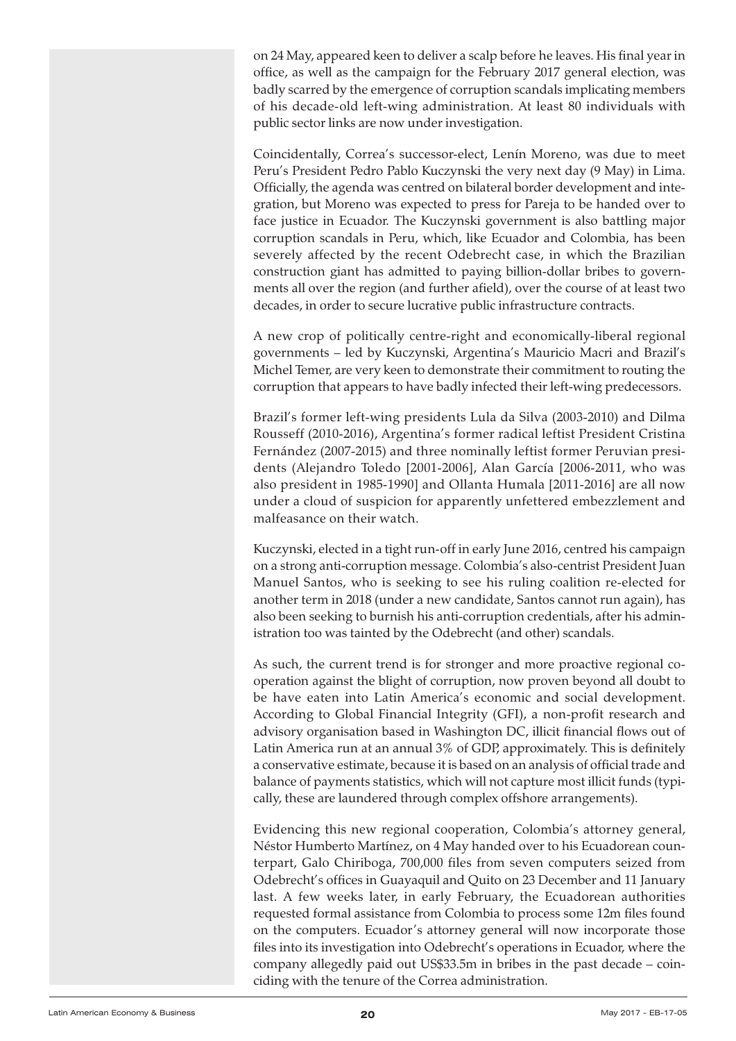on 24 May, appeared keen to deliver a scalp before he leaves. His final year in office, as well as the campaign for the February 2017 general election, was badly scarred by the emergence of corruption scandals implicating members of his decade-old left-wing administration. At least 80 individuals with public sector links are now under investigation.

Coincidentally, Correa's successor-elect, Lenín Moreno, was due to meet Peru's President Pedro Pablo Kuczynski the very next day (9 May) in Lima. Officially, the agenda was centred on bilateral border development and integration, but Moreno was expected to press for Pareja to be handed over to face justice in Ecuador. The Kuczynski government is also battling major corruption scandals in Peru, which, like Ecuador and Colombia, has been severely affected by the recent Odebrecht case, in which the Brazilian construction giant has admitted to paying billion-dollar bribes to governments all over the region (and further afield), over the course of at least two decades, in order to secure lucrative public infrastructure contracts.

A new crop of politically centre-right and economically-liberal regional governments – led by Kuczynski, Argentina's Mauricio Macri and Brazil's Michel Temer, are very keen to demonstrate their commitment to routing the corruption that appears to have badly infected their left-wing predecessors.

Brazil's former left-wing presidents Lula da Silva (2003-2010) and Dilma Rousseff (2010-2016), Argentina's former radical leftist President Cristina Fernández (2007-2015) and three nominally leftist former Peruvian presidents (Alejandro Toledo [2001-2006], Alan García [2006-2011, who was also president in 1985-1990] and Ollanta Humala [2011-2016] are all now under a cloud of suspicion for apparently unfettered embezzlement and malfeasance on their watch.

Kuczynski, elected in a tight run-off in early June 2016, centred his campaign on a strong anti-corruption message. Colombia's also-centrist President Juan Manuel Santos, who is seeking to see his ruling coalition re-elected for another term in 2018 (under a new candidate, Santos cannot run again), has also been seeking to burnish his anti-corruption credentials, after his administration too was tainted by the Odebrecht (and other) scandals.

As such, the current trend is for stronger and more proactive regional cooperation against the blight of corruption, now proven beyond all doubt to be have eaten into Latin America's economic and social development. According to Global Financial Integrity (GFI), a non-profit research and advisory organisation based in Washington DC, illicit financial flows out of Latin America run at an annual 3% of GDP, approximately. This is definitely a conservative estimate, because it is based on an analysis of official trade and balance of payments statistics, which will not capture most illicit funds (typically, these are laundered through complex offshore arrangements).

Evidencing this new regional cooperation, Colombia's attorney general, Néstor Humberto Martínez, on 4 May handed over to his Ecuadorean counterpart, Galo Chiriboga, 700,000 files from seven computers seized from Odebrecht's offices in Guayaquil and Quito on 23 December and 11 January last. A few weeks later, in early February, the Ecuadorean authorities requested formal assistance from Colombia to process some 12m files found on the computers. Ecuador's attorney general will now incorporate those files into its investigation into Odebrecht's operations in Ecuador, where the company allegedly paid out US$33.5m in bribes in the past decade – coinciding with the tenure of the Correa administration.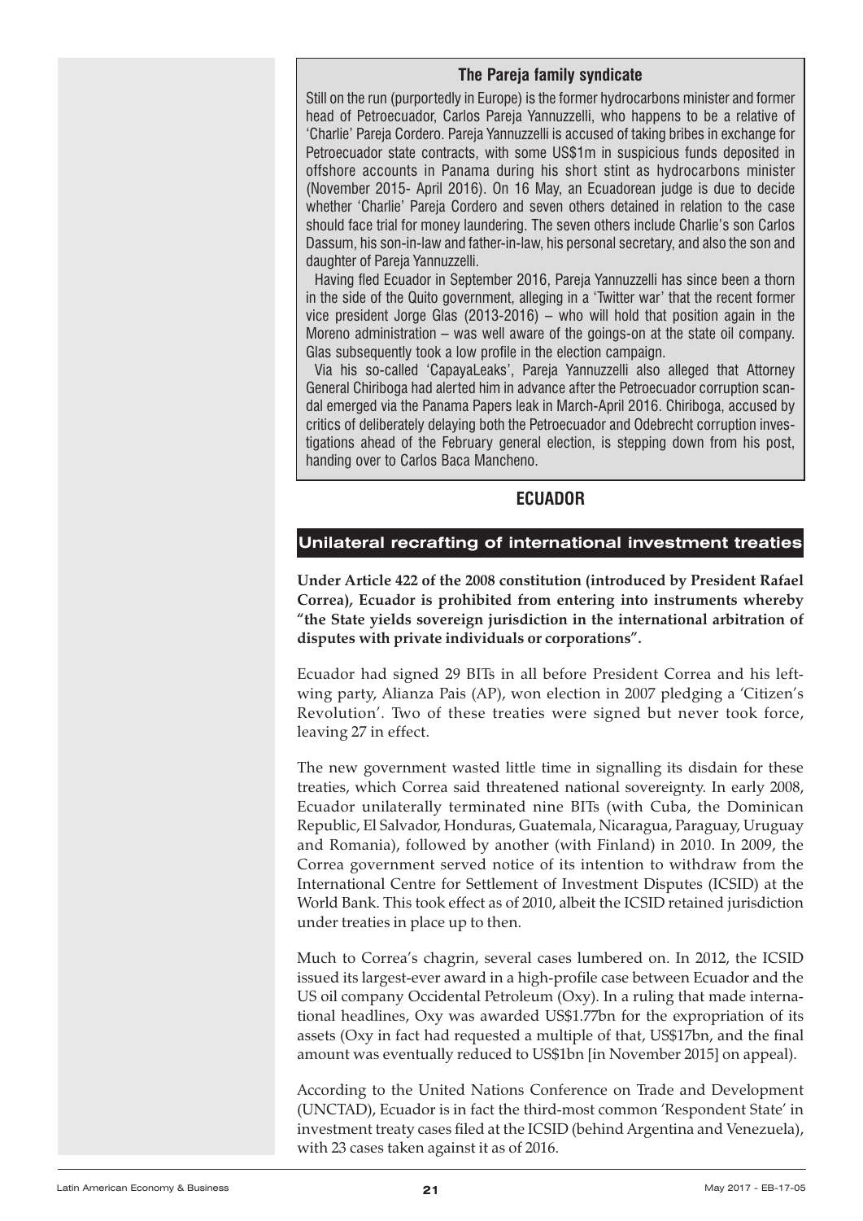### The Pareja family syndicate

Still on the run (purportedly in Europe) is the former hydrocarbons minister and former head of Petroecuador, Carlos Pareja Yannuzzelli, who happens to be a relative of 'Charlie' Pareja Cordero. Pareja Yannuzzelli is accused of taking bribes in exchange for Petroecuador state contracts, with some US$1m in suspicious funds deposited in offshore accounts in Panama during his short stint as hydrocarbons minister (November 2015- April 2016). On 16 May, an Ecuadorean judge is due to decide whether 'Charlie' Pareja Cordero and seven others detained in relation to the case should face trial for money laundering. The seven others include Charlie's son Carlos Dassum, his son-in-law and father-in-law, his personal secretary, and also the son and daughter of Pareja Yannuzzelli.

Having fled Ecuador in September 2016, Pareja Yannuzzelli has since been a thorn in the side of the Quito government, alleging in a 'Twitter war' that the recent former vice president Jorge Glas (2013-2016) – who will hold that position again in the Moreno administration – was well aware of the goings-on at the state oil company. Glas subsequently took a low profile in the election campaign.

Via his so-called 'CapayaLeaks', Pareja Yannuzzelli also alleged that Attorney General Chiriboga had alerted him in advance after the Petroecuador corruption scandal emerged via the Panama Papers leak in March-April 2016. Chiriboga, accused by critics of deliberately delaying both the Petroecuador and Odebrecht corruption investigations ahead of the February general election, is stepping down from his post, handing over to Carlos Baca Mancheno.

## ECUADOR

### Unilateral recrafting of international investment treaties

**Under Article 422 of the 2008 constitution (introduced by President Rafael Correa), Ecuador is prohibited from entering into instruments whereby "the State yields sovereign jurisdiction in the international arbitration of disputes with private individuals or corporations".**

Ecuador had signed 29 BITs in all before President Correa and his left-wing party, Alianza Pais (AP), won election in 2007 pledging a 'Citizen's Revolution'. Two of these treaties were signed but never took force, leaving 27 in effect.

The new government wasted little time in signalling its disdain for these treaties, which Correa said threatened national sovereignty. In early 2008, Ecuador unilaterally terminated nine BITs (with Cuba, the Dominican Republic, El Salvador, Honduras, Guatemala, Nicaragua, Paraguay, Uruguay and Romania), followed by another (with Finland) in 2010. In 2009, the Correa government served notice of its intention to withdraw from the International Centre for Settlement of Investment Disputes (ICSID) at the World Bank. This took effect as of 2010, albeit the ICSID retained jurisdiction under treaties in place up to then.

Much to Correa's chagrin, several cases lumbered on. In 2012, the ICSID issued its largest-ever award in a high-profile case between Ecuador and the US oil company Occidental Petroleum (Oxy). In a ruling that made international headlines, Oxy was awarded US$1.77bn for the expropriation of its assets (Oxy in fact had requested a multiple of that, US$17bn, and the final amount was eventually reduced to US$1bn [in November 2015] on appeal).

According to the United Nations Conference on Trade and Development (UNCTAD), Ecuador is in fact the third-most common 'Respondent State' in investment treaty cases filed at the ICSID (behind Argentina and Venezuela), with 23 cases taken against it as of 2016.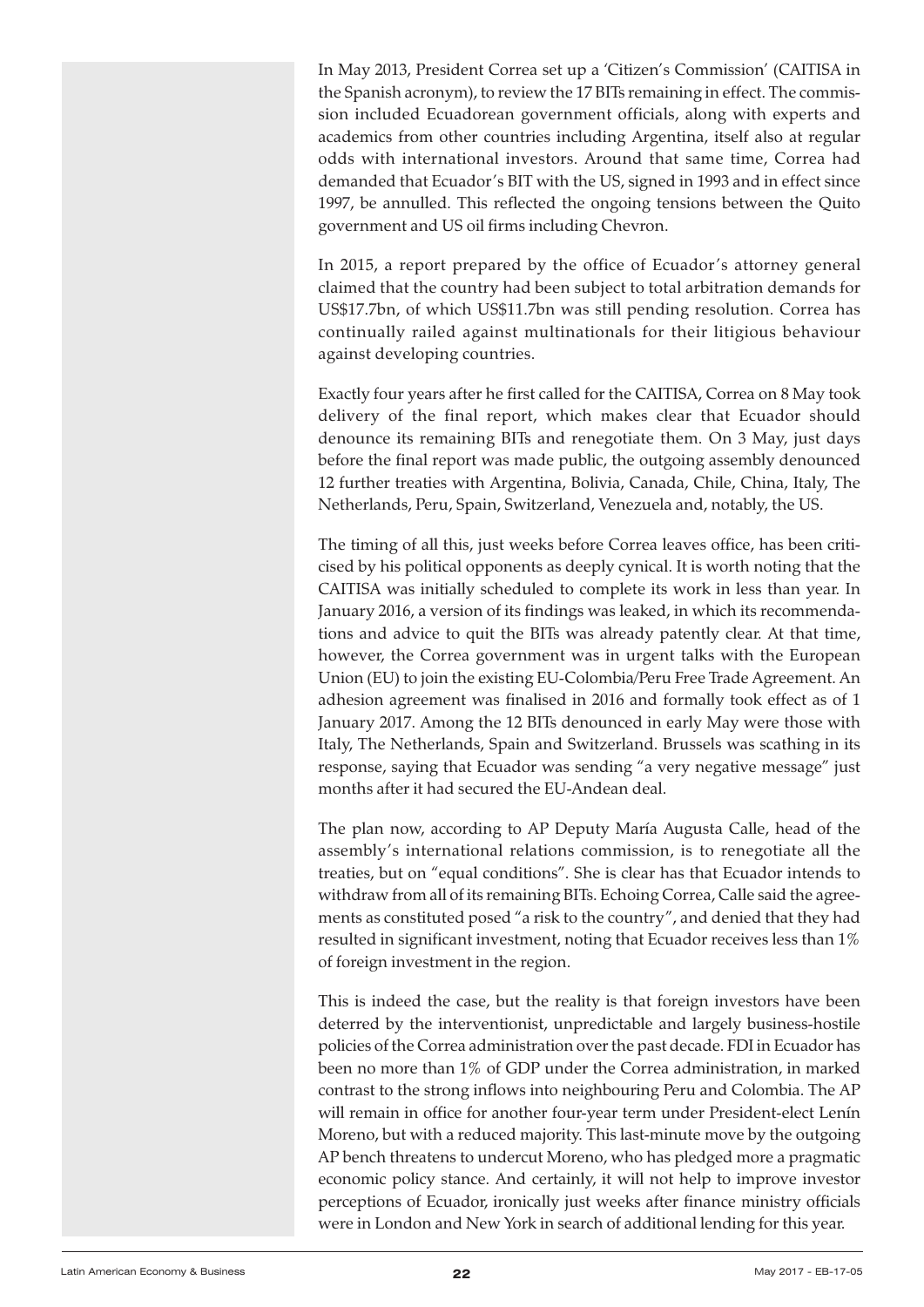In May 2013, President Correa set up a 'Citizen's Commission' (CAITISA in the Spanish acronym), to review the 17 BITs remaining in effect. The commission included Ecuadorean government officials, along with experts and academics from other countries including Argentina, itself also at regular odds with international investors. Around that same time, Correa had demanded that Ecuador's BIT with the US, signed in 1993 and in effect since 1997, be annulled. This reflected the ongoing tensions between the Quito government and US oil firms including Chevron.

In 2015, a report prepared by the office of Ecuador's attorney general claimed that the country had been subject to total arbitration demands for US$17.7bn, of which US$11.7bn was still pending resolution. Correa has continually railed against multinationals for their litigious behaviour against developing countries.

Exactly four years after he first called for the CAITISA, Correa on 8 May took delivery of the final report, which makes clear that Ecuador should denounce its remaining BITs and renegotiate them. On 3 May, just days before the final report was made public, the outgoing assembly denounced 12 further treaties with Argentina, Bolivia, Canada, Chile, China, Italy, The Netherlands, Peru, Spain, Switzerland, Venezuela and, notably, the US.

The timing of all this, just weeks before Correa leaves office, has been criticised by his political opponents as deeply cynical. It is worth noting that the CAITISA was initially scheduled to complete its work in less than year. In January 2016, a version of its findings was leaked, in which its recommendations and advice to quit the BITs was already patently clear. At that time, however, the Correa government was in urgent talks with the European Union (EU) to join the existing EU-Colombia/Peru Free Trade Agreement. An adhesion agreement was finalised in 2016 and formally took effect as of 1 January 2017. Among the 12 BITs denounced in early May were those with Italy, The Netherlands, Spain and Switzerland. Brussels was scathing in its response, saying that Ecuador was sending "a very negative message" just months after it had secured the EU-Andean deal.

The plan now, according to AP Deputy María Augusta Calle, head of the assembly's international relations commission, is to renegotiate all the treaties, but on "equal conditions". She is clear has that Ecuador intends to withdraw from all of its remaining BITs. Echoing Correa, Calle said the agreements as constituted posed "a risk to the country", and denied that they had resulted in significant investment, noting that Ecuador receives less than 1% of foreign investment in the region.

This is indeed the case, but the reality is that foreign investors have been deterred by the interventionist, unpredictable and largely business-hostile policies of the Correa administration over the past decade. FDI in Ecuador has been no more than 1% of GDP under the Correa administration, in marked contrast to the strong inflows into neighbouring Peru and Colombia. The AP will remain in office for another four-year term under President-elect Lenín Moreno, but with a reduced majority. This last-minute move by the outgoing AP bench threatens to undercut Moreno, who has pledged more a pragmatic economic policy stance. And certainly, it will not help to improve investor perceptions of Ecuador, ironically just weeks after finance ministry officials were in London and New York in search of additional lending for this year.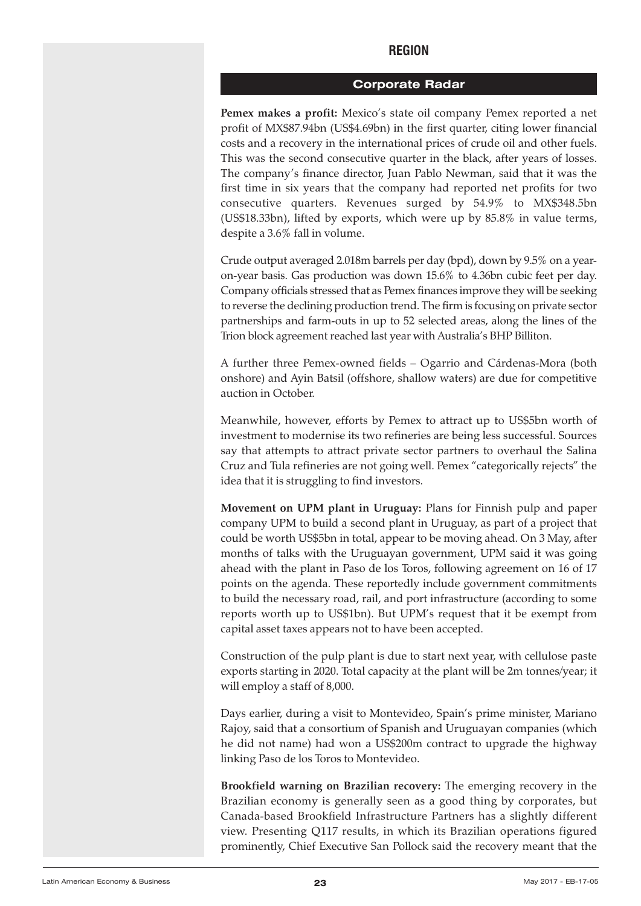## REGION

### Corporate Radar

**Pemex makes a profit:** Mexico's state oil company Pemex reported a net profit of MX$87.94bn (US$4.69bn) in the first quarter, citing lower financial costs and a recovery in the international prices of crude oil and other fuels. This was the second consecutive quarter in the black, after years of losses. The company's finance director, Juan Pablo Newman, said that it was the first time in six years that the company had reported net profits for two consecutive quarters. Revenues surged by 54.9% to MX$348.5bn (US$18.33bn), lifted by exports, which were up by 85.8% in value terms, despite a 3.6% fall in volume.

Crude output averaged 2.018m barrels per day (bpd), down by 9.5% on a year-on-year basis. Gas production was down 15.6% to 4.36bn cubic feet per day. Company officials stressed that as Pemex finances improve they will be seeking to reverse the declining production trend. The firm is focusing on private sector partnerships and farm-outs in up to 52 selected areas, along the lines of the Trion block agreement reached last year with Australia's BHP Billiton.

A further three Pemex-owned fields – Ogarrio and Cárdenas-Mora (both onshore) and Ayin Batsil (offshore, shallow waters) are due for competitive auction in October.

Meanwhile, however, efforts by Pemex to attract up to US$5bn worth of investment to modernise its two refineries are being less successful. Sources say that attempts to attract private sector partners to overhaul the Salina Cruz and Tula refineries are not going well. Pemex "categorically rejects" the idea that it is struggling to find investors.

**Movement on UPM plant in Uruguay:** Plans for Finnish pulp and paper company UPM to build a second plant in Uruguay, as part of a project that could be worth US$5bn in total, appear to be moving ahead. On 3 May, after months of talks with the Uruguayan government, UPM said it was going ahead with the plant in Paso de los Toros, following agreement on 16 of 17 points on the agenda. These reportedly include government commitments to build the necessary road, rail, and port infrastructure (according to some reports worth up to US$1bn). But UPM's request that it be exempt from capital asset taxes appears not to have been accepted.

Construction of the pulp plant is due to start next year, with cellulose paste exports starting in 2020. Total capacity at the plant will be 2m tonnes/year; it will employ a staff of 8,000.

Days earlier, during a visit to Montevideo, Spain's prime minister, Mariano Rajoy, said that a consortium of Spanish and Uruguayan companies (which he did not name) had won a US$200m contract to upgrade the highway linking Paso de los Toros to Montevideo.

**Brookfield warning on Brazilian recovery:** The emerging recovery in the Brazilian economy is generally seen as a good thing by corporates, but Canada-based Brookfield Infrastructure Partners has a slightly different view. Presenting Q117 results, in which its Brazilian operations figured prominently, Chief Executive San Pollock said the recovery meant that the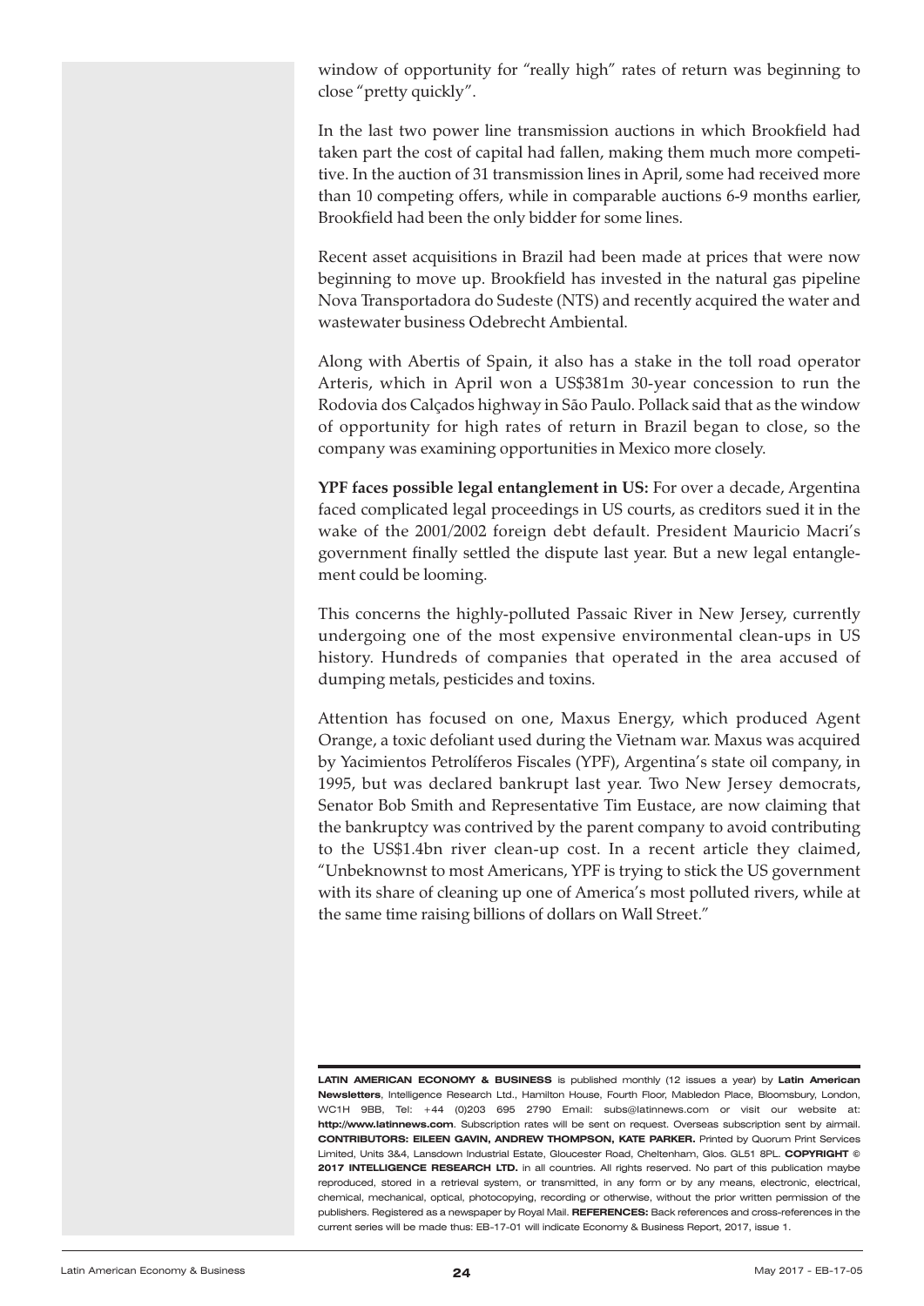window of opportunity for "really high" rates of return was beginning to close "pretty quickly".

In the last two power line transmission auctions in which Brookfield had taken part the cost of capital had fallen, making them much more competitive. In the auction of 31 transmission lines in April, some had received more than 10 competing offers, while in comparable auctions 6-9 months earlier, Brookfield had been the only bidder for some lines.

Recent asset acquisitions in Brazil had been made at prices that were now beginning to move up. Brookfield has invested in the natural gas pipeline Nova Transportadora do Sudeste (NTS) and recently acquired the water and wastewater business Odebrecht Ambiental.

Along with Abertis of Spain, it also has a stake in the toll road operator Arteris, which in April won a US$381m 30-year concession to run the Rodovia dos Calçados highway in São Paulo. Pollack said that as the window of opportunity for high rates of return in Brazil began to close, so the company was examining opportunities in Mexico more closely.

**YPF faces possible legal entanglement in US:** For over a decade, Argentina faced complicated legal proceedings in US courts, as creditors sued it in the wake of the 2001/2002 foreign debt default. President Mauricio Macri's government finally settled the dispute last year. But a new legal entanglement could be looming.

This concerns the highly-polluted Passaic River in New Jersey, currently undergoing one of the most expensive environmental clean-ups in US history. Hundreds of companies that operated in the area accused of dumping metals, pesticides and toxins.

Attention has focused on one, Maxus Energy, which produced Agent Orange, a toxic defoliant used during the Vietnam war. Maxus was acquired by Yacimientos Petrolíferos Fiscales (YPF), Argentina's state oil company, in 1995, but was declared bankrupt last year. Two New Jersey democrats, Senator Bob Smith and Representative Tim Eustace, are now claiming that the bankruptcy was contrived by the parent company to avoid contributing to the US$1.4bn river clean-up cost. In a recent article they claimed, "Unbeknownst to most Americans, YPF is trying to stick the US government with its share of cleaning up one of America's most polluted rivers, while at the same time raising billions of dollars on Wall Street."

**LATIN AMERICAN ECONOMY & BUSINESS** is published monthly (12 issues a year) by **Latin American Newsletters**, Intelligence Research Ltd., Hamilton House, Fourth Floor, Mabledon Place, Bloomsbury, London, WC1H 9BB, Tel: +44 (0)203 695 2790 Email: subs@latinnews.com or visit our website at: **http://www.latinnews.com**. Subscription rates will be sent on request. Overseas subscription sent by airmail. **CONTRIBUTORS: EILEEN GAVIN, ANDREW THOMPSON, KATE PARKER.** Printed by Quorum Print Services Limited, Units 3&4, Lansdown Industrial Estate, Gloucester Road, Cheltenham, Glos. GL51 8PL. **COPYRIGHT © 2017 INTELLIGENCE RESEARCH LTD.** in all countries. All rights reserved. No part of this publication maybe reproduced, stored in a retrieval system, or transmitted, in any form or by any means, electronic, electrical, chemical, mechanical, optical, photocopying, recording or otherwise, without the prior written permission of the publishers. Registered as a newspaper by Royal Mail. **REFERENCES:** Back references and cross-references in the current series will be made thus: EB-17-01 will indicate Economy & Business Report, 2017, issue 1.